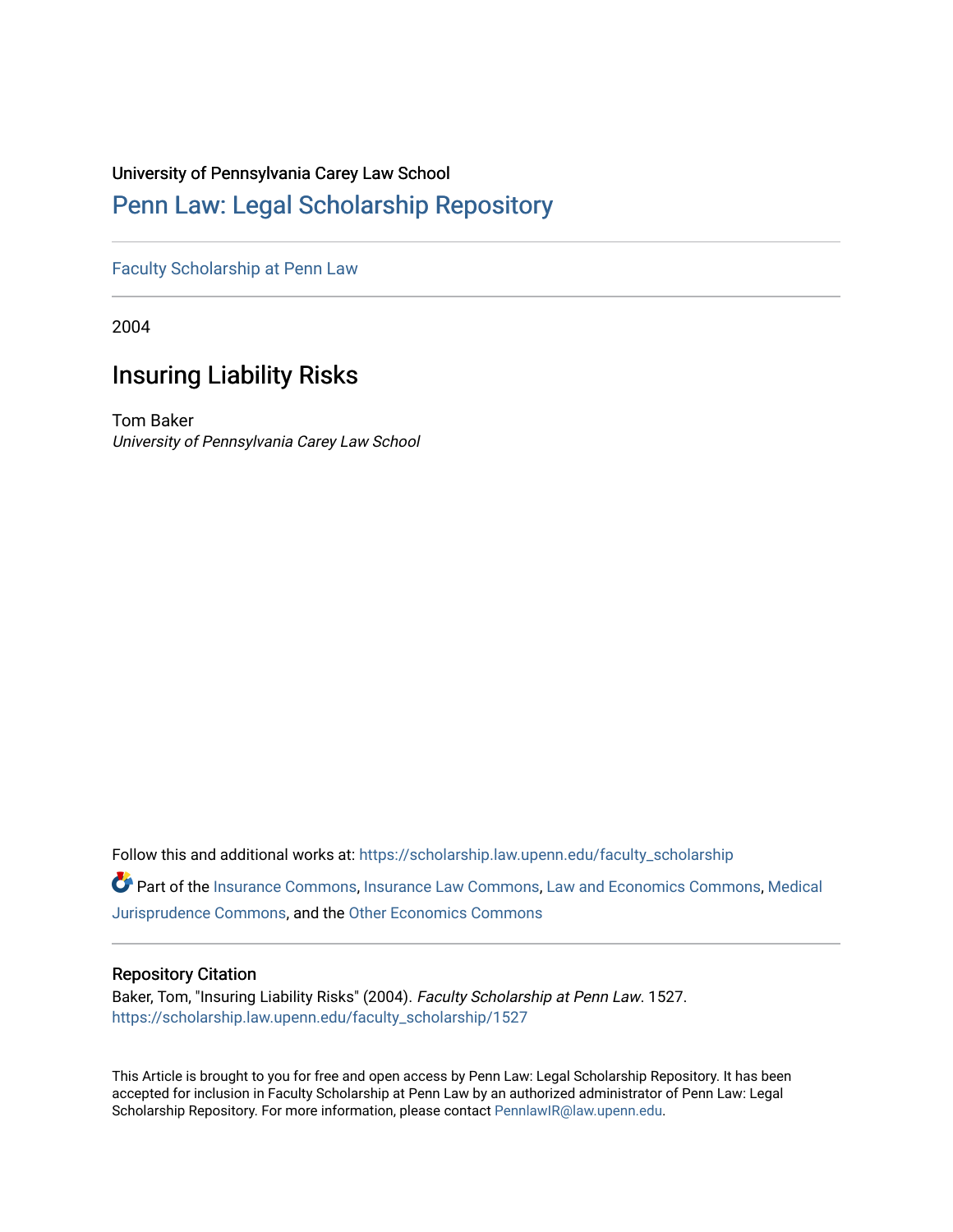University of Pennsylvania Carey Law School

## Penn Law: Legal Scholarship Repository

Faculty Scholarship at Penn Law

2004

# Insuring Liability Risks

Tom Baker
*University of Pennsylvania Carey Law School*

Follow this and additional works at: https://scholarship.law.upenn.edu/faculty_scholarship

Part of the Insurance Commons, Insurance Law Commons, Law and Economics Commons, Medical Jurisprudence Commons, and the Other Economics Commons

### Repository Citation

Baker, Tom, "Insuring Liability Risks" (2004). *Faculty Scholarship at Penn Law*. 1527.
https://scholarship.law.upenn.edu/faculty_scholarship/1527

This Article is brought to you for free and open access by Penn Law: Legal Scholarship Repository. It has been accepted for inclusion in Faculty Scholarship at Penn Law by an authorized administrator of Penn Law: Legal Scholarship Repository. For more information, please contact PennlawIR@law.upenn.edu.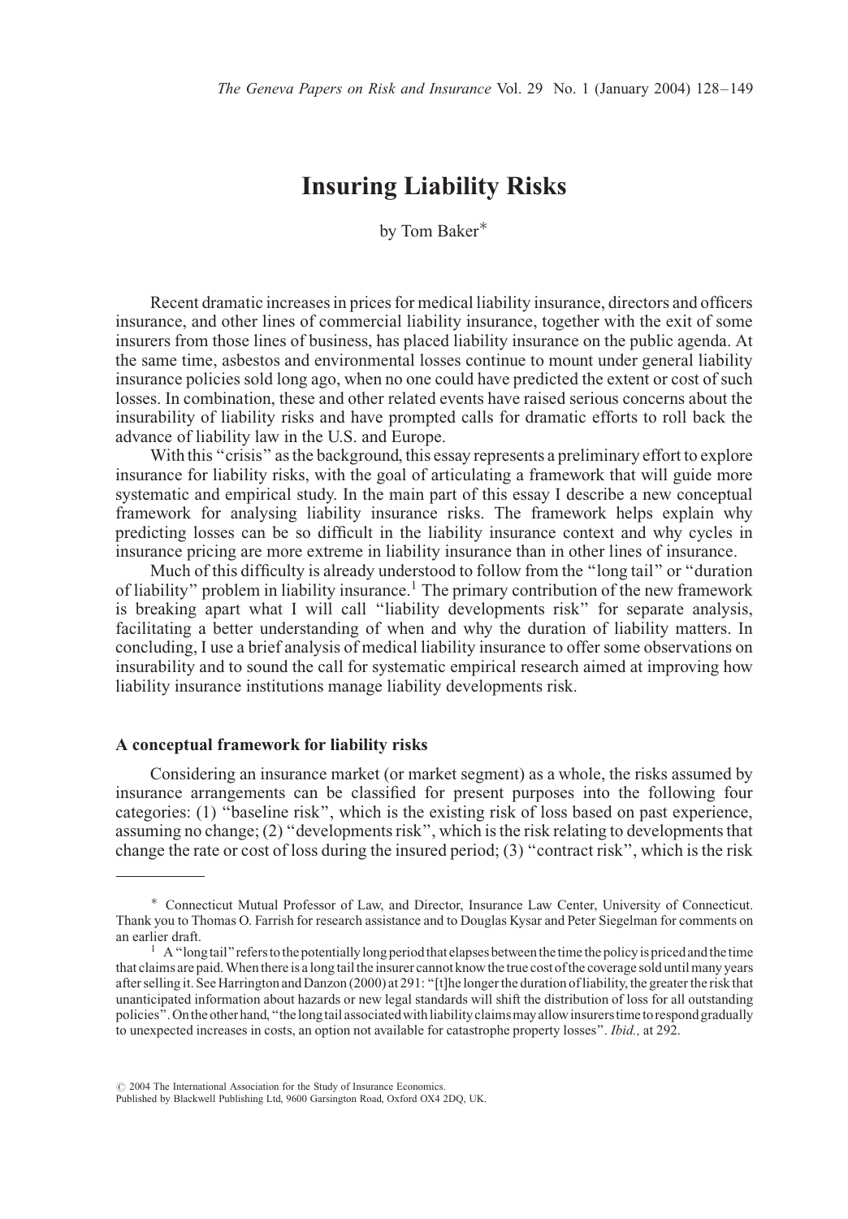# Insuring Liability Risks

by Tom Baker*

Recent dramatic increases in prices for medical liability insurance, directors and officers insurance, and other lines of commercial liability insurance, together with the exit of some insurers from those lines of business, has placed liability insurance on the public agenda. At the same time, asbestos and environmental losses continue to mount under general liability insurance policies sold long ago, when no one could have predicted the extent or cost of such losses. In combination, these and other related events have raised serious concerns about the insurability of liability risks and have prompted calls for dramatic efforts to roll back the advance of liability law in the U.S. and Europe.

With this "crisis" as the background, this essay represents a preliminary effort to explore insurance for liability risks, with the goal of articulating a framework that will guide more systematic and empirical study. In the main part of this essay I describe a new conceptual framework for analysing liability insurance risks. The framework helps explain why predicting losses can be so difficult in the liability insurance context and why cycles in insurance pricing are more extreme in liability insurance than in other lines of insurance.

Much of this difficulty is already understood to follow from the "long tail" or "duration of liability" problem in liability insurance.[1] The primary contribution of the new framework is breaking apart what I will call "liability developments risk" for separate analysis, facilitating a better understanding of when and why the duration of liability matters. In concluding, I use a brief analysis of medical liability insurance to offer some observations on insurability and to sound the call for systematic empirical research aimed at improving how liability insurance institutions manage liability developments risk.

### A conceptual framework for liability risks

Considering an insurance market (or market segment) as a whole, the risks assumed by insurance arrangements can be classified for present purposes into the following four categories: (1) "baseline risk", which is the existing risk of loss based on past experience, assuming no change; (2) "developments risk", which is the risk relating to developments that change the rate or cost of loss during the insured period; (3) "contract risk", which is the risk

---

\* Connecticut Mutual Professor of Law, and Director, Insurance Law Center, University of Connecticut. Thank you to Thomas O. Farrish for research assistance and to Douglas Kysar and Peter Siegelman for comments on an earlier draft.

[1] A "long tail" refers to the potentially long period that elapses between the time the policy is priced and the time that claims are paid. When there is a long tail the insurer cannot know the true cost of the coverage sold until many years after selling it. See Harrington and Danzon (2000) at 291: "[t]he longer the duration of liability, the greater the risk that unanticipated information about hazards or new legal standards will shift the distribution of loss for all outstanding policies". On the other hand, "the long tail associated with liability claims may allow insurers time to respond gradually to unexpected increases in costs, an option not available for catastrophe property losses". *Ibid.,* at 292.

© 2004 The International Association for the Study of Insurance Economics.
Published by Blackwell Publishing Ltd, 9600 Garsington Road, Oxford OX4 2DQ, UK.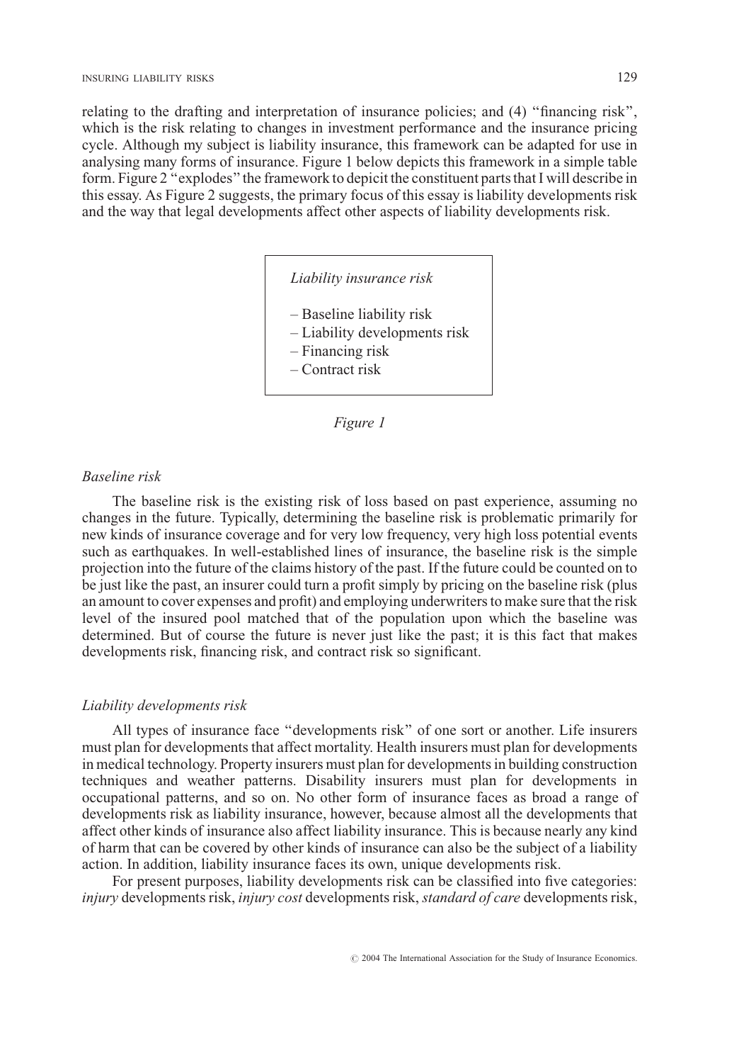relating to the drafting and interpretation of insurance policies; and (4) "financing risk", which is the risk relating to changes in investment performance and the insurance pricing cycle. Although my subject is liability insurance, this framework can be adapted for use in analysing many forms of insurance. Figure 1 below depicts this framework in a simple table form. Figure 2 "explodes" the framework to depicit the constituent parts that I will describe in this essay. As Figure 2 suggests, the primary focus of this essay is liability developments risk and the way that legal developments affect other aspects of liability developments risk.

*Liability insurance risk*

– Baseline liability risk
– Liability developments risk
– Financing risk
– Contract risk

*Figure 1*

### *Baseline risk*

The baseline risk is the existing risk of loss based on past experience, assuming no changes in the future. Typically, determining the baseline risk is problematic primarily for new kinds of insurance coverage and for very low frequency, very high loss potential events such as earthquakes. In well-established lines of insurance, the baseline risk is the simple projection into the future of the claims history of the past. If the future could be counted on to be just like the past, an insurer could turn a profit simply by pricing on the baseline risk (plus an amount to cover expenses and profit) and employing underwriters to make sure that the risk level of the insured pool matched that of the population upon which the baseline was determined. But of course the future is never just like the past; it is this fact that makes developments risk, financing risk, and contract risk so significant.

### *Liability developments risk*

All types of insurance face "developments risk" of one sort or another. Life insurers must plan for developments that affect mortality. Health insurers must plan for developments in medical technology. Property insurers must plan for developments in building construction techniques and weather patterns. Disability insurers must plan for developments in occupational patterns, and so on. No other form of insurance faces as broad a range of developments risk as liability insurance, however, because almost all the developments that affect other kinds of insurance also affect liability insurance. This is because nearly any kind of harm that can be covered by other kinds of insurance can also be the subject of a liability action. In addition, liability insurance faces its own, unique developments risk.

For present purposes, liability developments risk can be classified into five categories: *injury* developments risk, *injury cost* developments risk, *standard of care* developments risk,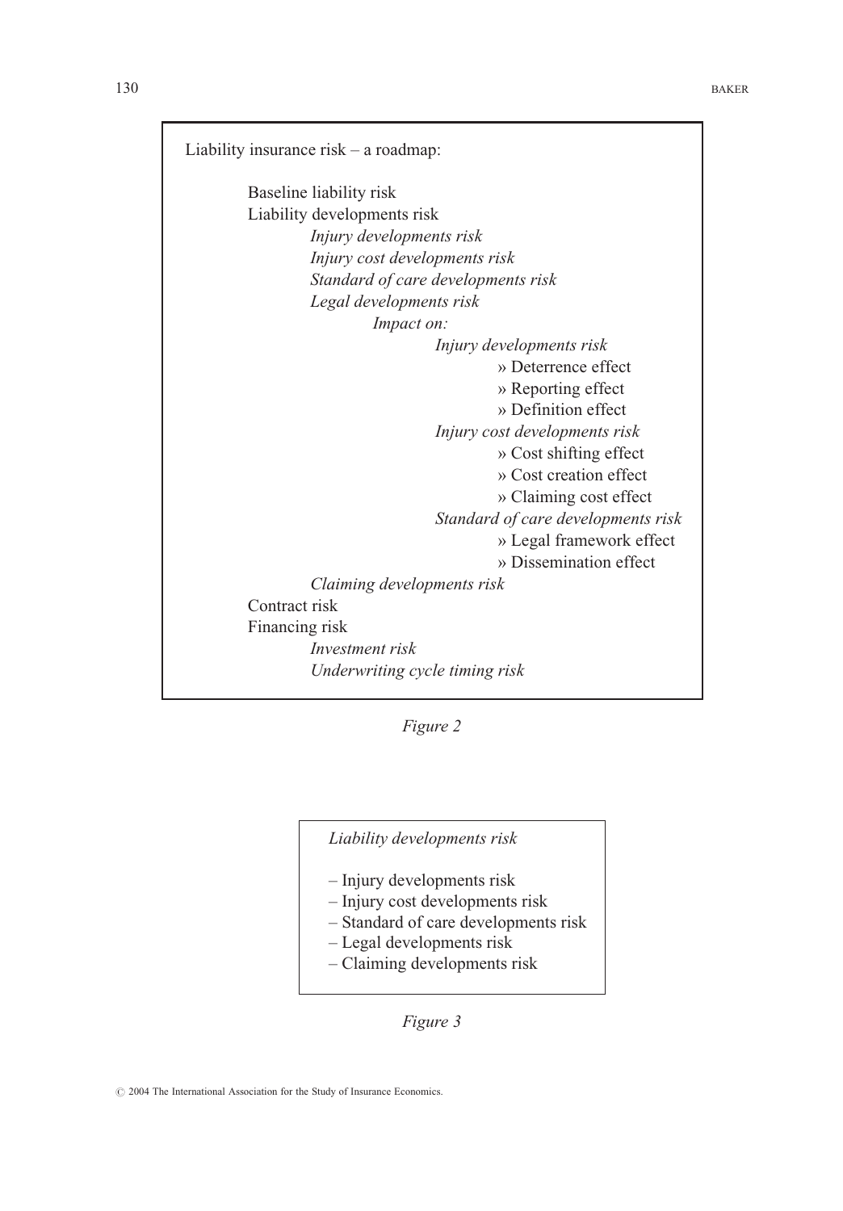Liability insurance risk – a roadmap:

- Baseline liability risk
- Liability developments risk
  - *Injury developments risk*
  - *Injury cost developments risk*
  - *Standard of care developments risk*
  - *Legal developments risk*
    - *Impact on:*
      - *Injury developments risk*
        - » Deterrence effect
        - » Reporting effect
        - » Definition effect
      - *Injury cost developments risk*
        - » Cost shifting effect
        - » Cost creation effect
        - » Claiming cost effect
      - *Standard of care developments risk*
        - » Legal framework effect
        - » Dissemination effect
  - *Claiming developments risk*
- Contract risk
- Financing risk
  - *Investment risk*
  - *Underwriting cycle timing risk*

*Figure 2*

*Liability developments risk*

– Injury developments risk
– Injury cost developments risk
– Standard of care developments risk
– Legal developments risk
– Claiming developments risk

*Figure 3*

© 2004 The International Association for the Study of Insurance Economics.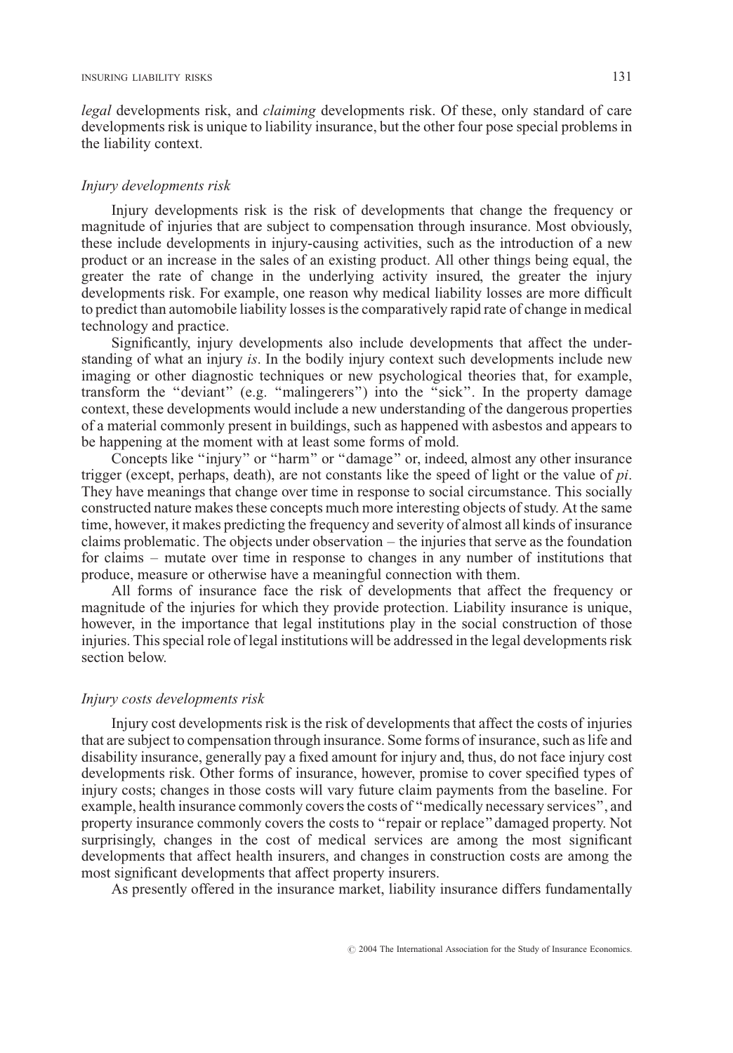*legal* developments risk, and *claiming* developments risk. Of these, only standard of care developments risk is unique to liability insurance, but the other four pose special problems in the liability context.

### *Injury developments risk*

Injury developments risk is the risk of developments that change the frequency or magnitude of injuries that are subject to compensation through insurance. Most obviously, these include developments in injury-causing activities, such as the introduction of a new product or an increase in the sales of an existing product. All other things being equal, the greater the rate of change in the underlying activity insured, the greater the injury developments risk. For example, one reason why medical liability losses are more difficult to predict than automobile liability losses is the comparatively rapid rate of change in medical technology and practice.

Significantly, injury developments also include developments that affect the understanding of what an injury *is*. In the bodily injury context such developments include new imaging or other diagnostic techniques or new psychological theories that, for example, transform the "deviant" (e.g. "malingerers") into the "sick". In the property damage context, these developments would include a new understanding of the dangerous properties of a material commonly present in buildings, such as happened with asbestos and appears to be happening at the moment with at least some forms of mold.

Concepts like "injury" or "harm" or "damage" or, indeed, almost any other insurance trigger (except, perhaps, death), are not constants like the speed of light or the value of *pi*. They have meanings that change over time in response to social circumstance. This socially constructed nature makes these concepts much more interesting objects of study. At the same time, however, it makes predicting the frequency and severity of almost all kinds of insurance claims problematic. The objects under observation – the injuries that serve as the foundation for claims – mutate over time in response to changes in any number of institutions that produce, measure or otherwise have a meaningful connection with them.

All forms of insurance face the risk of developments that affect the frequency or magnitude of the injuries for which they provide protection. Liability insurance is unique, however, in the importance that legal institutions play in the social construction of those injuries. This special role of legal institutions will be addressed in the legal developments risk section below.

### *Injury costs developments risk*

Injury cost developments risk is the risk of developments that affect the costs of injuries that are subject to compensation through insurance. Some forms of insurance, such as life and disability insurance, generally pay a fixed amount for injury and, thus, do not face injury cost developments risk. Other forms of insurance, however, promise to cover specified types of injury costs; changes in those costs will vary future claim payments from the baseline. For example, health insurance commonly covers the costs of "medically necessary services", and property insurance commonly covers the costs to "repair or replace" damaged property. Not surprisingly, changes in the cost of medical services are among the most significant developments that affect health insurers, and changes in construction costs are among the most significant developments that affect property insurers.

As presently offered in the insurance market, liability insurance differs fundamentally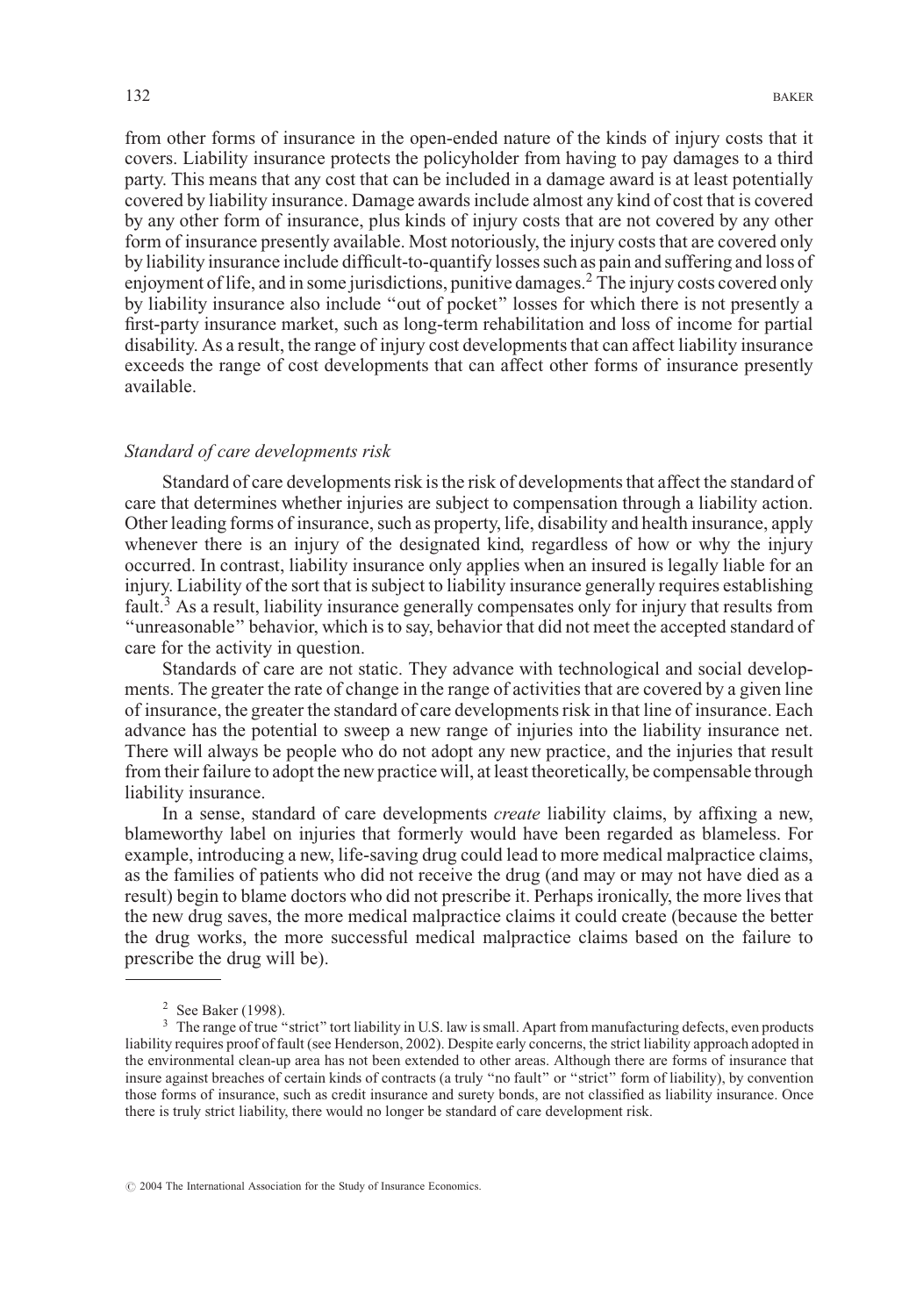from other forms of insurance in the open-ended nature of the kinds of injury costs that it covers. Liability insurance protects the policyholder from having to pay damages to a third party. This means that any cost that can be included in a damage award is at least potentially covered by liability insurance. Damage awards include almost any kind of cost that is covered by any other form of insurance, plus kinds of injury costs that are not covered by any other form of insurance presently available. Most notoriously, the injury costs that are covered only by liability insurance include difficult-to-quantify losses such as pain and suffering and loss of enjoyment of life, and in some jurisdictions, punitive damages.[2] The injury costs covered only by liability insurance also include "out of pocket" losses for which there is not presently a first-party insurance market, such as long-term rehabilitation and loss of income for partial disability. As a result, the range of injury cost developments that can affect liability insurance exceeds the range of cost developments that can affect other forms of insurance presently available.

### *Standard of care developments risk*

Standard of care developments risk is the risk of developments that affect the standard of care that determines whether injuries are subject to compensation through a liability action. Other leading forms of insurance, such as property, life, disability and health insurance, apply whenever there is an injury of the designated kind, regardless of how or why the injury occurred. In contrast, liability insurance only applies when an insured is legally liable for an injury. Liability of the sort that is subject to liability insurance generally requires establishing fault.[3] As a result, liability insurance generally compensates only for injury that results from "unreasonable" behavior, which is to say, behavior that did not meet the accepted standard of care for the activity in question.

Standards of care are not static. They advance with technological and social developments. The greater the rate of change in the range of activities that are covered by a given line of insurance, the greater the standard of care developments risk in that line of insurance. Each advance has the potential to sweep a new range of injuries into the liability insurance net. There will always be people who do not adopt any new practice, and the injuries that result from their failure to adopt the new practice will, at least theoretically, be compensable through liability insurance.

In a sense, standard of care developments *create* liability claims, by affixing a new, blameworthy label on injuries that formerly would have been regarded as blameless. For example, introducing a new, life-saving drug could lead to more medical malpractice claims, as the families of patients who did not receive the drug (and may or may not have died as a result) begin to blame doctors who did not prescribe it. Perhaps ironically, the more lives that the new drug saves, the more medical malpractice claims it could create (because the better the drug works, the more successful medical malpractice claims based on the failure to prescribe the drug will be).

[2] See Baker (1998).

[3] The range of true "strict" tort liability in U.S. law is small. Apart from manufacturing defects, even products liability requires proof of fault (see Henderson, 2002). Despite early concerns, the strict liability approach adopted in the environmental clean-up area has not been extended to other areas. Although there are forms of insurance that insure against breaches of certain kinds of contracts (a truly "no fault" or "strict" form of liability), by convention those forms of insurance, such as credit insurance and surety bonds, are not classified as liability insurance. Once there is truly strict liability, there would no longer be standard of care development risk.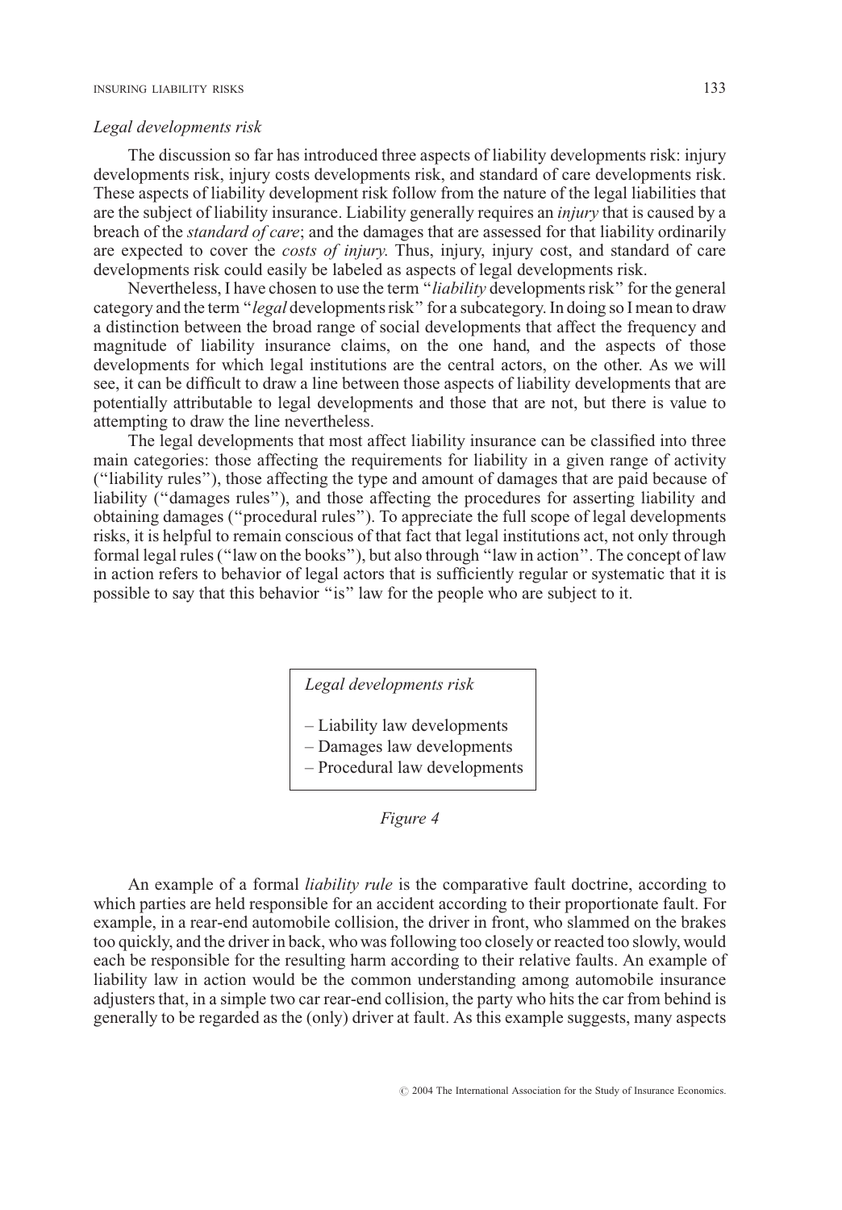### *Legal developments risk*

The discussion so far has introduced three aspects of liability developments risk: injury developments risk, injury costs developments risk, and standard of care developments risk. These aspects of liability development risk follow from the nature of the legal liabilities that are the subject of liability insurance. Liability generally requires an *injury* that is caused by a breach of the *standard of care*; and the damages that are assessed for that liability ordinarily are expected to cover the *costs of injury*. Thus, injury, injury cost, and standard of care developments risk could easily be labeled as aspects of legal developments risk.

Nevertheless, I have chosen to use the term "*liability* developments risk" for the general category and the term "*legal* developments risk" for a subcategory. In doing so I mean to draw a distinction between the broad range of social developments that affect the frequency and magnitude of liability insurance claims, on the one hand, and the aspects of those developments for which legal institutions are the central actors, on the other. As we will see, it can be difficult to draw a line between those aspects of liability developments that are potentially attributable to legal developments and those that are not, but there is value to attempting to draw the line nevertheless.

The legal developments that most affect liability insurance can be classified into three main categories: those affecting the requirements for liability in a given range of activity ("liability rules"), those affecting the type and amount of damages that are paid because of liability ("damages rules"), and those affecting the procedures for asserting liability and obtaining damages ("procedural rules"). To appreciate the full scope of legal developments risks, it is helpful to remain conscious of that fact that legal institutions act, not only through formal legal rules ("law on the books"), but also through "law in action". The concept of law in action refers to behavior of legal actors that is sufficiently regular or systematic that it is possible to say that this behavior "is" law for the people who are subject to it.

*Legal developments risk*

- Liability law developments
- Damages law developments
- Procedural law developments

*Figure 4*

An example of a formal *liability rule* is the comparative fault doctrine, according to which parties are held responsible for an accident according to their proportionate fault. For example, in a rear-end automobile collision, the driver in front, who slammed on the brakes too quickly, and the driver in back, who was following too closely or reacted too slowly, would each be responsible for the resulting harm according to their relative faults. An example of liability law in action would be the common understanding among automobile insurance adjusters that, in a simple two car rear-end collision, the party who hits the car from behind is generally to be regarded as the (only) driver at fault. As this example suggests, many aspects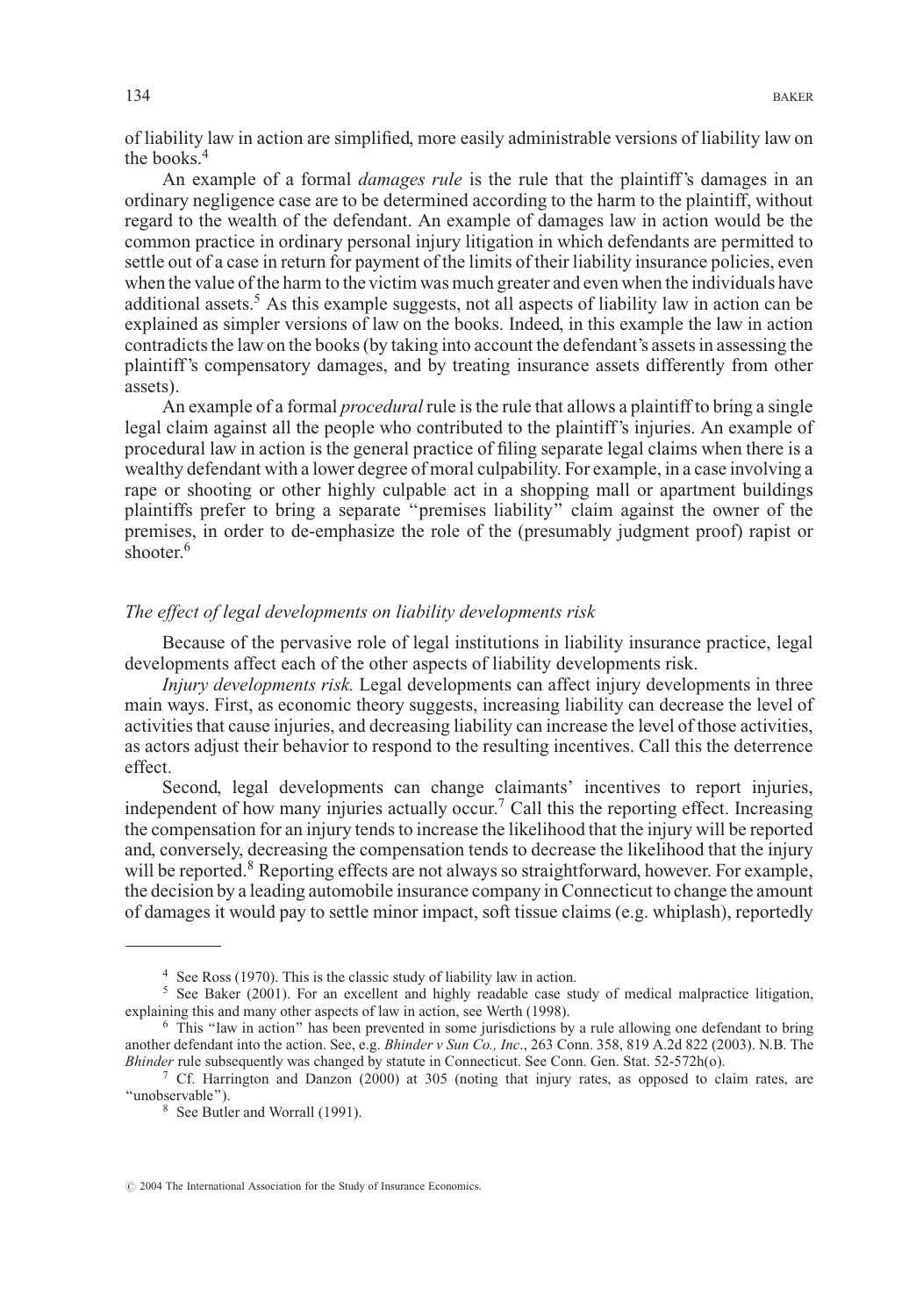of liability law in action are simplified, more easily administrable versions of liability law on the books.[4]

An example of a formal *damages rule* is the rule that the plaintiff's damages in an ordinary negligence case are to be determined according to the harm to the plaintiff, without regard to the wealth of the defendant. An example of damages law in action would be the common practice in ordinary personal injury litigation in which defendants are permitted to settle out of a case in return for payment of the limits of their liability insurance policies, even when the value of the harm to the victim was much greater and even when the individuals have additional assets.[5] As this example suggests, not all aspects of liability law in action can be explained as simpler versions of law on the books. Indeed, in this example the law in action contradicts the law on the books (by taking into account the defendant's assets in assessing the plaintiff's compensatory damages, and by treating insurance assets differently from other assets).

An example of a formal *procedural* rule is the rule that allows a plaintiff to bring a single legal claim against all the people who contributed to the plaintiff's injuries. An example of procedural law in action is the general practice of filing separate legal claims when there is a wealthy defendant with a lower degree of moral culpability. For example, in a case involving a rape or shooting or other highly culpable act in a shopping mall or apartment buildings plaintiffs prefer to bring a separate "premises liability" claim against the owner of the premises, in order to de-emphasize the role of the (presumably judgment proof) rapist or shooter.[6]

### *The effect of legal developments on liability developments risk*

Because of the pervasive role of legal institutions in liability insurance practice, legal developments affect each of the other aspects of liability developments risk.

*Injury developments risk.* Legal developments can affect injury developments in three main ways. First, as economic theory suggests, increasing liability can decrease the level of activities that cause injuries, and decreasing liability can increase the level of those activities, as actors adjust their behavior to respond to the resulting incentives. Call this the deterrence effect.

Second, legal developments can change claimants' incentives to report injuries, independent of how many injuries actually occur.[7] Call this the reporting effect. Increasing the compensation for an injury tends to increase the likelihood that the injury will be reported and, conversely, decreasing the compensation tends to decrease the likelihood that the injury will be reported.[8] Reporting effects are not always so straightforward, however. For example, the decision by a leading automobile insurance company in Connecticut to change the amount of damages it would pay to settle minor impact, soft tissue claims (e.g. whiplash), reportedly

---

[4] See Ross (1970). This is the classic study of liability law in action.

[5] See Baker (2001). For an excellent and highly readable case study of medical malpractice litigation, explaining this and many other aspects of law in action, see Werth (1998).

[6] This "law in action" has been prevented in some jurisdictions by a rule allowing one defendant to bring another defendant into the action. See, e.g. *Bhinder v Sun Co., Inc*., 263 Conn. 358, 819 A.2d 822 (2003). N.B. The *Bhinder* rule subsequently was changed by statute in Connecticut. See Conn. Gen. Stat. 52-572h(o).

[7] Cf. Harrington and Danzon (2000) at 305 (noting that injury rates, as opposed to claim rates, are "unobservable").

[8] See Butler and Worrall (1991).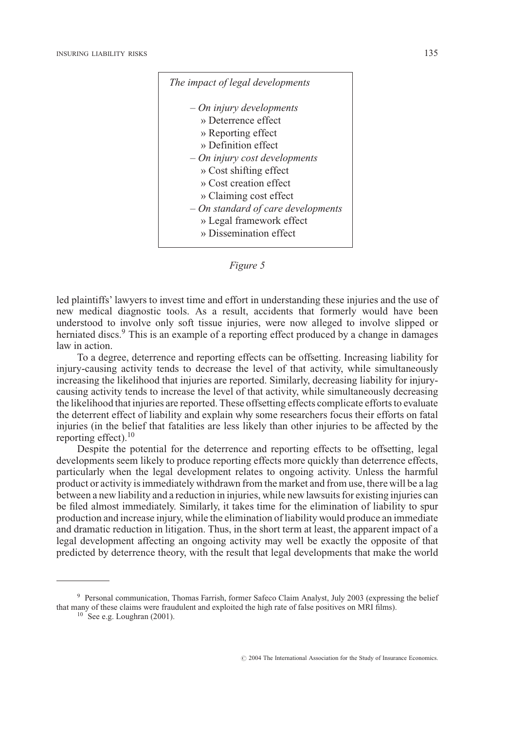*The impact of legal developments*

- *On injury developments*
  - » Deterrence effect
  - » Reporting effect
  - » Definition effect
- *On injury cost developments*
  - » Cost shifting effect
  - » Cost creation effect
  - » Claiming cost effect
- *On standard of care developments*
  - » Legal framework effect
  - » Dissemination effect

*Figure 5*

led plaintiffs' lawyers to invest time and effort in understanding these injuries and the use of new medical diagnostic tools. As a result, accidents that formerly would have been understood to involve only soft tissue injuries, were now alleged to involve slipped or herniated discs.[9] This is an example of a reporting effect produced by a change in damages law in action.

To a degree, deterrence and reporting effects can be offsetting. Increasing liability for injury-causing activity tends to decrease the level of that activity, while simultaneously increasing the likelihood that injuries are reported. Similarly, decreasing liability for injury-causing activity tends to increase the level of that activity, while simultaneously decreasing the likelihood that injuries are reported. These offsetting effects complicate efforts to evaluate the deterrent effect of liability and explain why some researchers focus their efforts on fatal injuries (in the belief that fatalities are less likely than other injuries to be affected by the reporting effect).[10]

Despite the potential for the deterrence and reporting effects to be offsetting, legal developments seem likely to produce reporting effects more quickly than deterrence effects, particularly when the legal development relates to ongoing activity. Unless the harmful product or activity is immediately withdrawn from the market and from use, there will be a lag between a new liability and a reduction in injuries, while new lawsuits for existing injuries can be filed almost immediately. Similarly, it takes time for the elimination of liability to spur production and increase injury, while the elimination of liability would produce an immediate and dramatic reduction in litigation. Thus, in the short term at least, the apparent impact of a legal development affecting an ongoing activity may well be exactly the opposite of that predicted by deterrence theory, with the result that legal developments that make the world

---

[9] Personal communication, Thomas Farrish, former Safeco Claim Analyst, July 2003 (expressing the belief that many of these claims were fraudulent and exploited the high rate of false positives on MRI films).

[10] See e.g. Loughran (2001).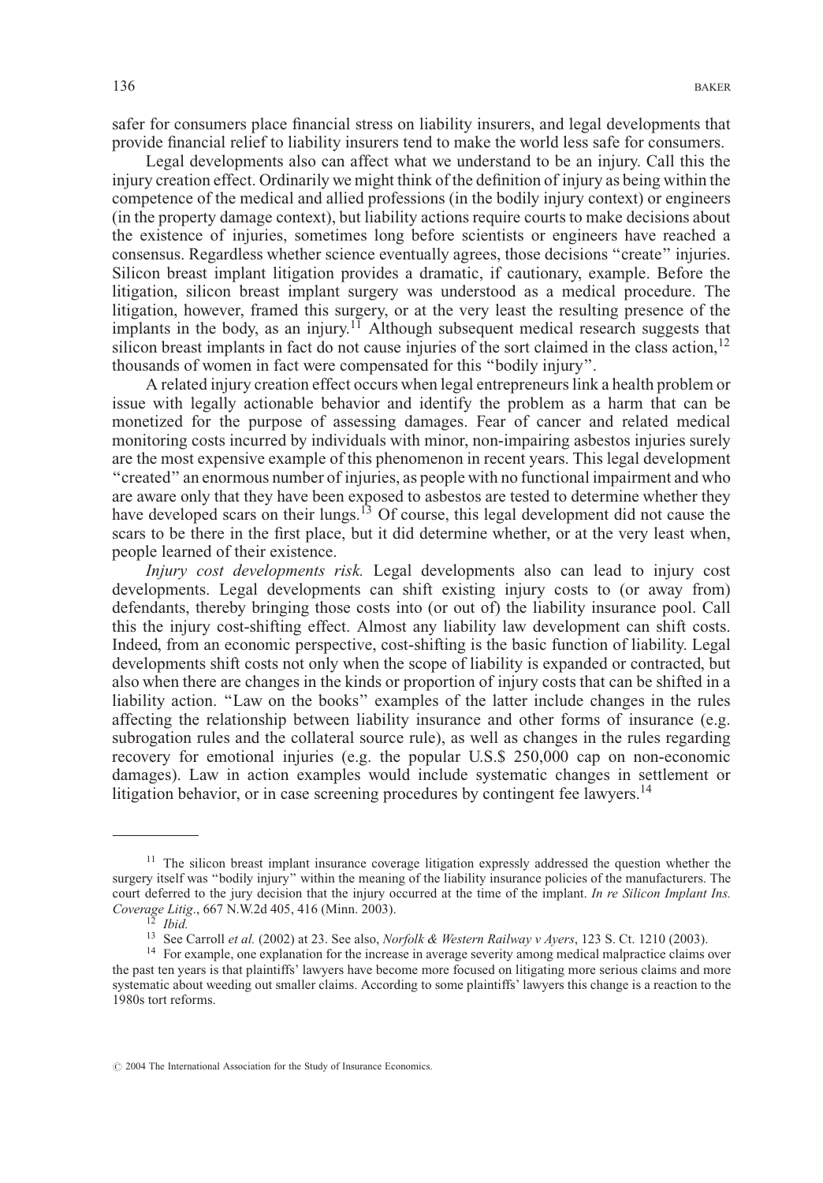safer for consumers place financial stress on liability insurers, and legal developments that provide financial relief to liability insurers tend to make the world less safe for consumers.

Legal developments also can affect what we understand to be an injury. Call this the injury creation effect. Ordinarily we might think of the definition of injury as being within the competence of the medical and allied professions (in the bodily injury context) or engineers (in the property damage context), but liability actions require courts to make decisions about the existence of injuries, sometimes long before scientists or engineers have reached a consensus. Regardless whether science eventually agrees, those decisions "create" injuries. Silicon breast implant litigation provides a dramatic, if cautionary, example. Before the litigation, silicon breast implant surgery was understood as a medical procedure. The litigation, however, framed this surgery, or at the very least the resulting presence of the implants in the body, as an injury.[11] Although subsequent medical research suggests that silicon breast implants in fact do not cause injuries of the sort claimed in the class action,[12] thousands of women in fact were compensated for this "bodily injury".

A related injury creation effect occurs when legal entrepreneurs link a health problem or issue with legally actionable behavior and identify the problem as a harm that can be monetized for the purpose of assessing damages. Fear of cancer and related medical monitoring costs incurred by individuals with minor, non-impairing asbestos injuries surely are the most expensive example of this phenomenon in recent years. This legal development "created" an enormous number of injuries, as people with no functional impairment and who are aware only that they have been exposed to asbestos are tested to determine whether they have developed scars on their lungs.[13] Of course, this legal development did not cause the scars to be there in the first place, but it did determine whether, or at the very least when, people learned of their existence.

*Injury cost developments risk.* Legal developments also can lead to injury cost developments. Legal developments can shift existing injury costs to (or away from) defendants, thereby bringing those costs into (or out of) the liability insurance pool. Call this the injury cost-shifting effect. Almost any liability law development can shift costs. Indeed, from an economic perspective, cost-shifting is the basic function of liability. Legal developments shift costs not only when the scope of liability is expanded or contracted, but also when there are changes in the kinds or proportion of injury costs that can be shifted in a liability action. "Law on the books" examples of the latter include changes in the rules affecting the relationship between liability insurance and other forms of insurance (e.g. subrogation rules and the collateral source rule), as well as changes in the rules regarding recovery for emotional injuries (e.g. the popular U.S.$ 250,000 cap on non-economic damages). Law in action examples would include systematic changes in settlement or litigation behavior, or in case screening procedures by contingent fee lawyers.[14]

---

[11] The silicon breast implant insurance coverage litigation expressly addressed the question whether the surgery itself was "bodily injury" within the meaning of the liability insurance policies of the manufacturers. The court deferred to the jury decision that the injury occurred at the time of the implant. *In re Silicon Implant Ins. Coverage Litig.*, 667 N.W.2d 405, 416 (Minn. 2003).

[12] *Ibid.*

[13] See Carroll *et al.* (2002) at 23. See also, *Norfolk & Western Railway v Ayers*, 123 S. Ct. 1210 (2003).

[14] For example, one explanation for the increase in average severity among medical malpractice claims over the past ten years is that plaintiffs' lawyers have become more focused on litigating more serious claims and more systematic about weeding out smaller claims. According to some plaintiffs' lawyers this change is a reaction to the 1980s tort reforms.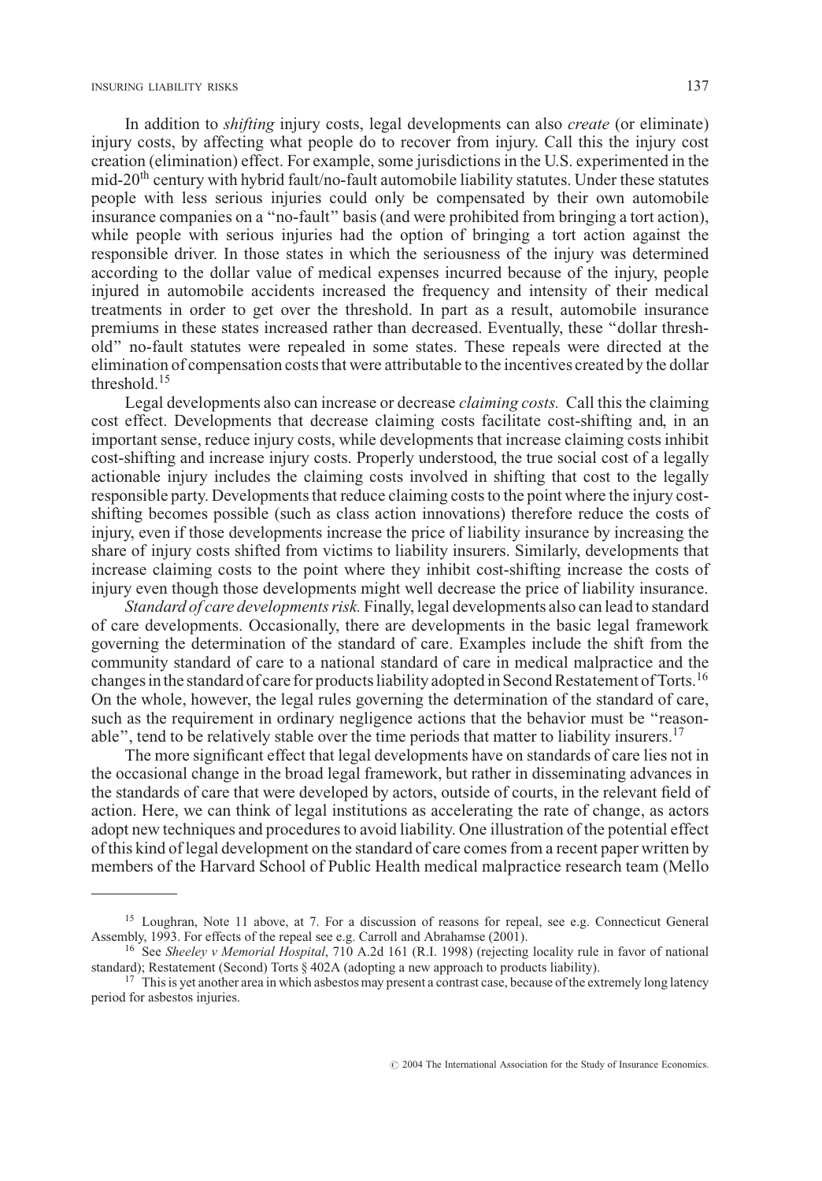In addition to *shifting* injury costs, legal developments can also *create* (or eliminate) injury costs, by affecting what people do to recover from injury. Call this the injury cost creation (elimination) effect. For example, some jurisdictions in the U.S. experimented in the mid-20th century with hybrid fault/no-fault automobile liability statutes. Under these statutes people with less serious injuries could only be compensated by their own automobile insurance companies on a "no-fault" basis (and were prohibited from bringing a tort action), while people with serious injuries had the option of bringing a tort action against the responsible driver. In those states in which the seriousness of the injury was determined according to the dollar value of medical expenses incurred because of the injury, people injured in automobile accidents increased the frequency and intensity of their medical treatments in order to get over the threshold. In part as a result, automobile insurance premiums in these states increased rather than decreased. Eventually, these "dollar threshold" no-fault statutes were repealed in some states. These repeals were directed at the elimination of compensation costs that were attributable to the incentives created by the dollar threshold.[15]

Legal developments also can increase or decrease *claiming costs.* Call this the claiming cost effect. Developments that decrease claiming costs facilitate cost-shifting and, in an important sense, reduce injury costs, while developments that increase claiming costs inhibit cost-shifting and increase injury costs. Properly understood, the true social cost of a legally actionable injury includes the claiming costs involved in shifting that cost to the legally responsible party. Developments that reduce claiming costs to the point where the injury cost-shifting becomes possible (such as class action innovations) therefore reduce the costs of injury, even if those developments increase the price of liability insurance by increasing the share of injury costs shifted from victims to liability insurers. Similarly, developments that increase claiming costs to the point where they inhibit cost-shifting increase the costs of injury even though those developments might well decrease the price of liability insurance.

*Standard of care developments risk.* Finally, legal developments also can lead to standard of care developments. Occasionally, there are developments in the basic legal framework governing the determination of the standard of care. Examples include the shift from the community standard of care to a national standard of care in medical malpractice and the changes in the standard of care for products liability adopted in Second Restatement of Torts.[16] On the whole, however, the legal rules governing the determination of the standard of care, such as the requirement in ordinary negligence actions that the behavior must be "reasonable", tend to be relatively stable over the time periods that matter to liability insurers.[17]

The more significant effect that legal developments have on standards of care lies not in the occasional change in the broad legal framework, but rather in disseminating advances in the standards of care that were developed by actors, outside of courts, in the relevant field of action. Here, we can think of legal institutions as accelerating the rate of change, as actors adopt new techniques and procedures to avoid liability. One illustration of the potential effect of this kind of legal development on the standard of care comes from a recent paper written by members of the Harvard School of Public Health medical malpractice research team (Mello

---

[15] Loughran, Note 11 above, at 7. For a discussion of reasons for repeal, see e.g. Connecticut General Assembly, 1993. For effects of the repeal see e.g. Carroll and Abrahamse (2001).

[16] See *Sheeley v Memorial Hospital*, 710 A.2d 161 (R.I. 1998) (rejecting locality rule in favor of national standard); Restatement (Second) Torts § 402A (adopting a new approach to products liability).

[17] This is yet another area in which asbestos may present a contrast case, because of the extremely long latency period for asbestos injuries.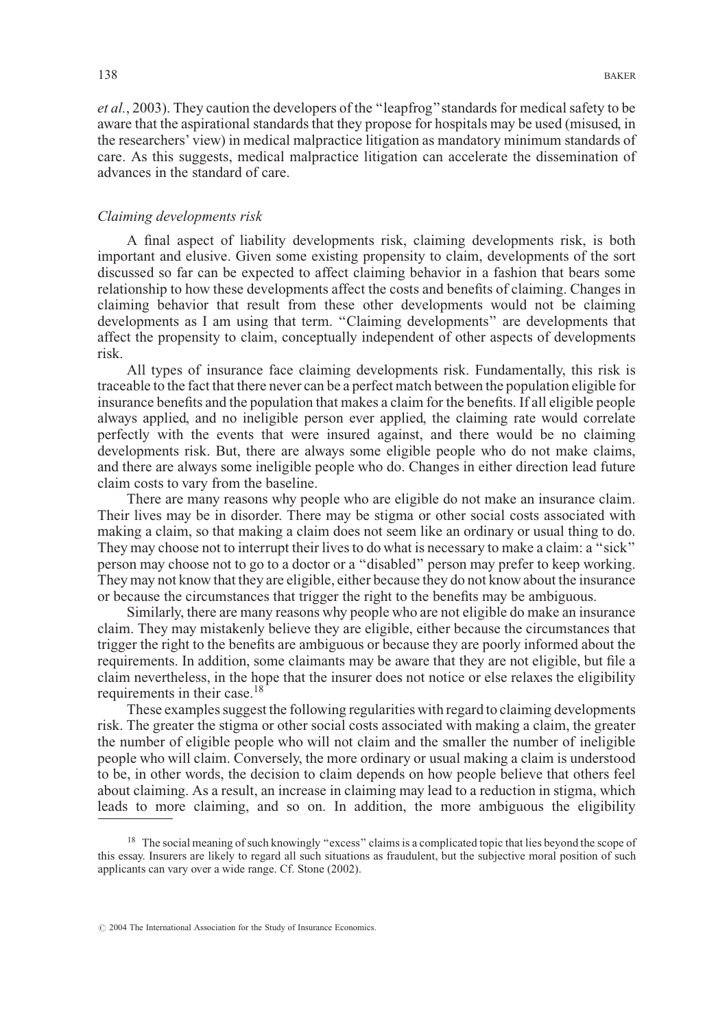*et al.*, 2003). They caution the developers of the "leapfrog" standards for medical safety to be aware that the aspirational standards that they propose for hospitals may be used (misused, in the researchers' view) in medical malpractice litigation as mandatory minimum standards of care. As this suggests, medical malpractice litigation can accelerate the dissemination of advances in the standard of care.

### *Claiming developments risk*

A final aspect of liability developments risk, claiming developments risk, is both important and elusive. Given some existing propensity to claim, developments of the sort discussed so far can be expected to affect claiming behavior in a fashion that bears some relationship to how these developments affect the costs and benefits of claiming. Changes in claiming behavior that result from these other developments would not be claiming developments as I am using that term. "Claiming developments" are developments that affect the propensity to claim, conceptually independent of other aspects of developments risk.

All types of insurance face claiming developments risk. Fundamentally, this risk is traceable to the fact that there never can be a perfect match between the population eligible for insurance benefits and the population that makes a claim for the benefits. If all eligible people always applied, and no ineligible person ever applied, the claiming rate would correlate perfectly with the events that were insured against, and there would be no claiming developments risk. But, there are always some eligible people who do not make claims, and there are always some ineligible people who do. Changes in either direction lead future claim costs to vary from the baseline.

There are many reasons why people who are eligible do not make an insurance claim. Their lives may be in disorder. There may be stigma or other social costs associated with making a claim, so that making a claim does not seem like an ordinary or usual thing to do. They may choose not to interrupt their lives to do what is necessary to make a claim: a "sick" person may choose not to go to a doctor or a "disabled" person may prefer to keep working. They may not know that they are eligible, either because they do not know about the insurance or because the circumstances that trigger the right to the benefits may be ambiguous.

Similarly, there are many reasons why people who are not eligible do make an insurance claim. They may mistakenly believe they are eligible, either because the circumstances that trigger the right to the benefits are ambiguous or because they are poorly informed about the requirements. In addition, some claimants may be aware that they are not eligible, but file a claim nevertheless, in the hope that the insurer does not notice or else relaxes the eligibility requirements in their case.[18]

These examples suggest the following regularities with regard to claiming developments risk. The greater the stigma or other social costs associated with making a claim, the greater the number of eligible people who will not claim and the smaller the number of ineligible people who will claim. Conversely, the more ordinary or usual making a claim is understood to be, in other words, the decision to claim depends on how people believe that others feel about claiming. As a result, an increase in claiming may lead to a reduction in stigma, which leads to more claiming, and so on. In addition, the more ambiguous the eligibility

[18] The social meaning of such knowingly "excess" claims is a complicated topic that lies beyond the scope of this essay. Insurers are likely to regard all such situations as fraudulent, but the subjective moral position of such applicants can vary over a wide range. Cf. Stone (2002).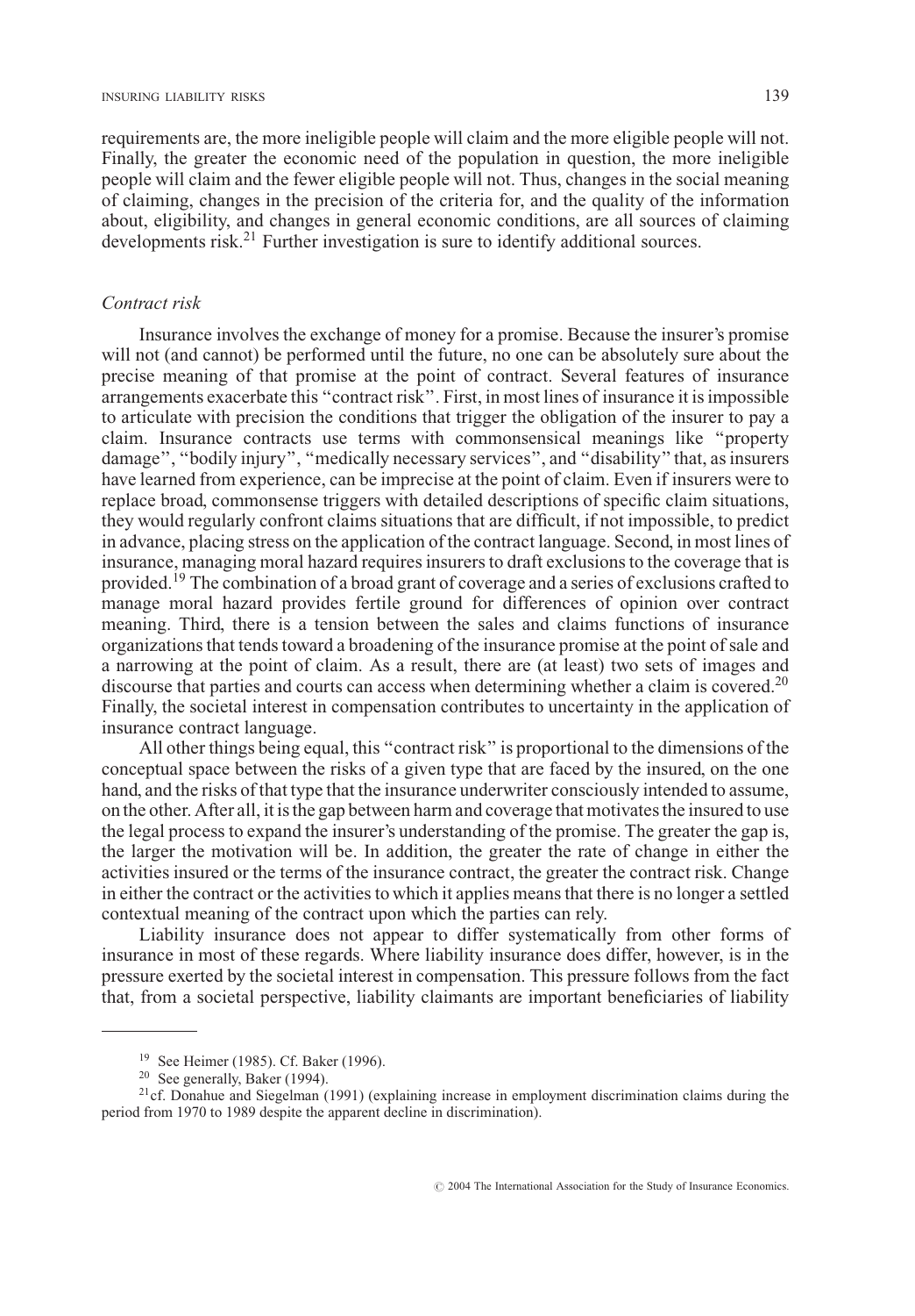requirements are, the more ineligible people will claim and the more eligible people will not. Finally, the greater the economic need of the population in question, the more ineligible people will claim and the fewer eligible people will not. Thus, changes in the social meaning of claiming, changes in the precision of the criteria for, and the quality of the information about, eligibility, and changes in general economic conditions, are all sources of claiming developments risk.[21] Further investigation is sure to identify additional sources.

### *Contract risk*

Insurance involves the exchange of money for a promise. Because the insurer's promise will not (and cannot) be performed until the future, no one can be absolutely sure about the precise meaning of that promise at the point of contract. Several features of insurance arrangements exacerbate this "contract risk". First, in most lines of insurance it is impossible to articulate with precision the conditions that trigger the obligation of the insurer to pay a claim. Insurance contracts use terms with commonsensical meanings like "property damage", "bodily injury", "medically necessary services", and "disability" that, as insurers have learned from experience, can be imprecise at the point of claim. Even if insurers were to replace broad, commonsense triggers with detailed descriptions of specific claim situations, they would regularly confront claims situations that are difficult, if not impossible, to predict in advance, placing stress on the application of the contract language. Second, in most lines of insurance, managing moral hazard requires insurers to draft exclusions to the coverage that is provided.[19] The combination of a broad grant of coverage and a series of exclusions crafted to manage moral hazard provides fertile ground for differences of opinion over contract meaning. Third, there is a tension between the sales and claims functions of insurance organizations that tends toward a broadening of the insurance promise at the point of sale and a narrowing at the point of claim. As a result, there are (at least) two sets of images and discourse that parties and courts can access when determining whether a claim is covered.[20] Finally, the societal interest in compensation contributes to uncertainty in the application of insurance contract language.

All other things being equal, this "contract risk" is proportional to the dimensions of the conceptual space between the risks of a given type that are faced by the insured, on the one hand, and the risks of that type that the insurance underwriter consciously intended to assume, on the other. After all, it is the gap between harm and coverage that motivates the insured to use the legal process to expand the insurer's understanding of the promise. The greater the gap is, the larger the motivation will be. In addition, the greater the rate of change in either the activities insured or the terms of the insurance contract, the greater the contract risk. Change in either the contract or the activities to which it applies means that there is no longer a settled contextual meaning of the contract upon which the parties can rely.

Liability insurance does not appear to differ systematically from other forms of insurance in most of these regards. Where liability insurance does differ, however, is in the pressure exerted by the societal interest in compensation. This pressure follows from the fact that, from a societal perspective, liability claimants are important beneficiaries of liability

---

[19] See Heimer (1985). Cf. Baker (1996).

[20] See generally, Baker (1994).

[21] cf. Donahue and Siegelman (1991) (explaining increase in employment discrimination claims during the period from 1970 to 1989 despite the apparent decline in discrimination).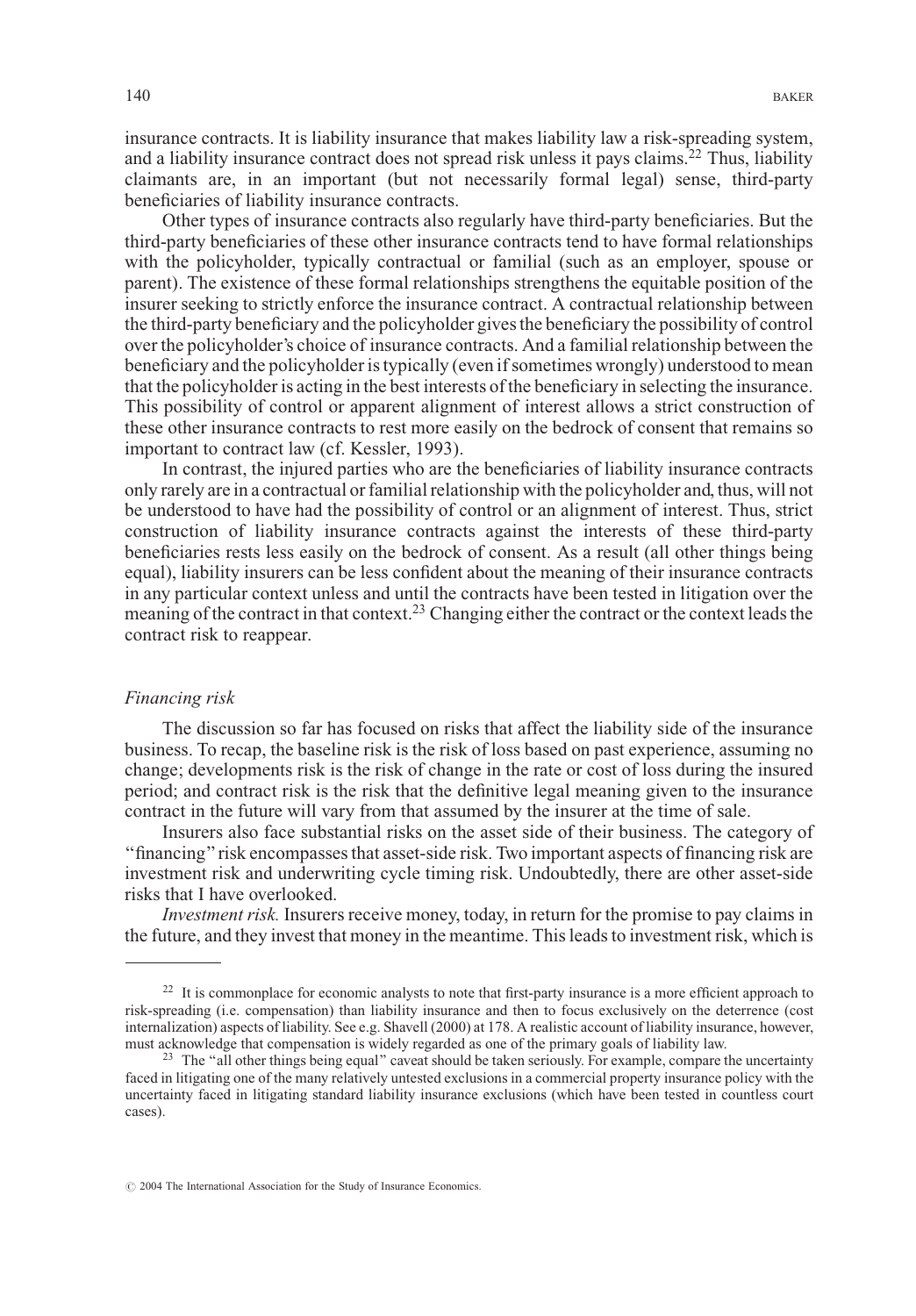insurance contracts. It is liability insurance that makes liability law a risk-spreading system, and a liability insurance contract does not spread risk unless it pays claims.[22] Thus, liability claimants are, in an important (but not necessarily formal legal) sense, third-party beneficiaries of liability insurance contracts.

Other types of insurance contracts also regularly have third-party beneficiaries. But the third-party beneficiaries of these other insurance contracts tend to have formal relationships with the policyholder, typically contractual or familial (such as an employer, spouse or parent). The existence of these formal relationships strengthens the equitable position of the insurer seeking to strictly enforce the insurance contract. A contractual relationship between the third-party beneficiary and the policyholder gives the beneficiary the possibility of control over the policyholder's choice of insurance contracts. And a familial relationship between the beneficiary and the policyholder is typically (even if sometimes wrongly) understood to mean that the policyholder is acting in the best interests of the beneficiary in selecting the insurance. This possibility of control or apparent alignment of interest allows a strict construction of these other insurance contracts to rest more easily on the bedrock of consent that remains so important to contract law (cf. Kessler, 1993).

In contrast, the injured parties who are the beneficiaries of liability insurance contracts only rarely are in a contractual or familial relationship with the policyholder and, thus, will not be understood to have had the possibility of control or an alignment of interest. Thus, strict construction of liability insurance contracts against the interests of these third-party beneficiaries rests less easily on the bedrock of consent. As a result (all other things being equal), liability insurers can be less confident about the meaning of their insurance contracts in any particular context unless and until the contracts have been tested in litigation over the meaning of the contract in that context.[23] Changing either the contract or the context leads the contract risk to reappear.

### *Financing risk*

The discussion so far has focused on risks that affect the liability side of the insurance business. To recap, the baseline risk is the risk of loss based on past experience, assuming no change; developments risk is the risk of change in the rate or cost of loss during the insured period; and contract risk is the risk that the definitive legal meaning given to the insurance contract in the future will vary from that assumed by the insurer at the time of sale.

Insurers also face substantial risks on the asset side of their business. The category of "financing" risk encompasses that asset-side risk. Two important aspects of financing risk are investment risk and underwriting cycle timing risk. Undoubtedly, there are other asset-side risks that I have overlooked.

*Investment risk.* Insurers receive money, today, in return for the promise to pay claims in the future, and they invest that money in the meantime. This leads to investment risk, which is

---

[22] It is commonplace for economic analysts to note that first-party insurance is a more efficient approach to risk-spreading (i.e. compensation) than liability insurance and then to focus exclusively on the deterrence (cost internalization) aspects of liability. See e.g. Shavell (2000) at 178. A realistic account of liability insurance, however, must acknowledge that compensation is widely regarded as one of the primary goals of liability law.

[23] The "all other things being equal" caveat should be taken seriously. For example, compare the uncertainty faced in litigating one of the many relatively untested exclusions in a commercial property insurance policy with the uncertainty faced in litigating standard liability insurance exclusions (which have been tested in countless court cases).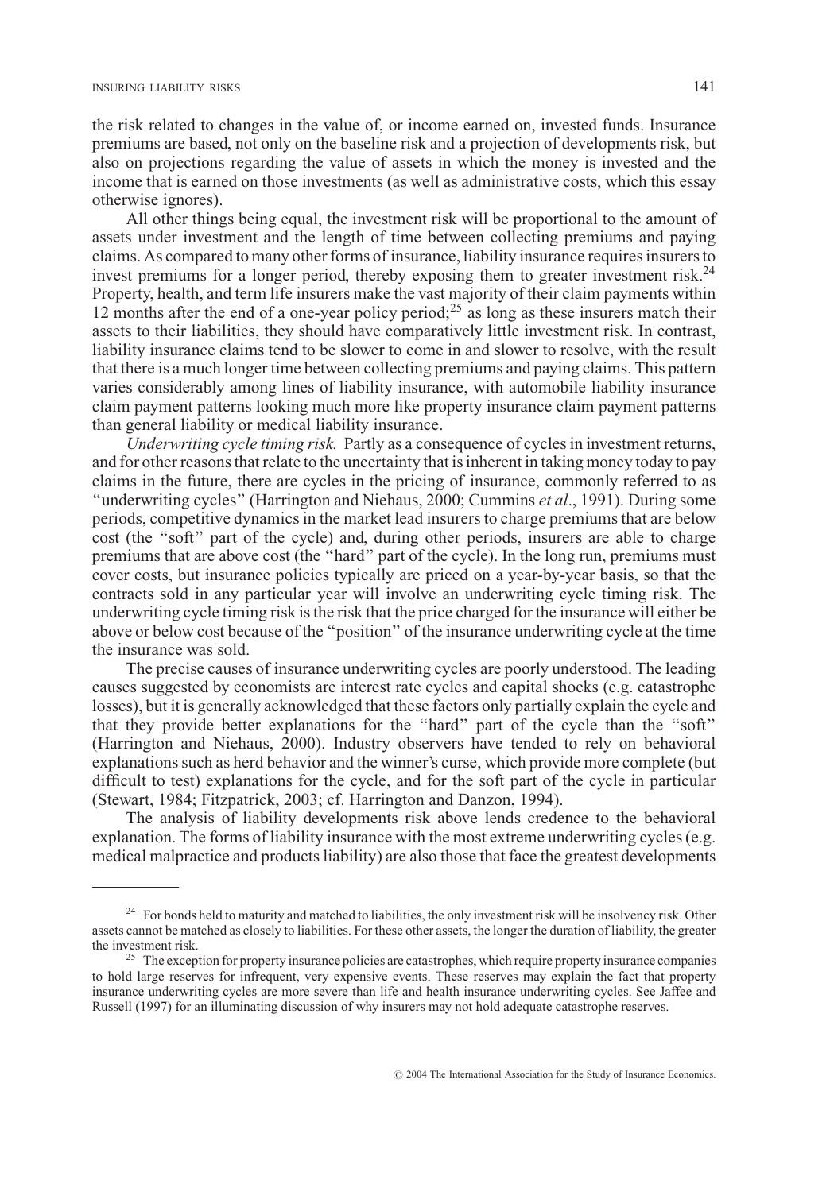the risk related to changes in the value of, or income earned on, invested funds. Insurance premiums are based, not only on the baseline risk and a projection of developments risk, but also on projections regarding the value of assets in which the money is invested and the income that is earned on those investments (as well as administrative costs, which this essay otherwise ignores).

All other things being equal, the investment risk will be proportional to the amount of assets under investment and the length of time between collecting premiums and paying claims. As compared to many other forms of insurance, liability insurance requires insurers to invest premiums for a longer period, thereby exposing them to greater investment risk.[24] Property, health, and term life insurers make the vast majority of their claim payments within 12 months after the end of a one-year policy period;[25] as long as these insurers match their assets to their liabilities, they should have comparatively little investment risk. In contrast, liability insurance claims tend to be slower to come in and slower to resolve, with the result that there is a much longer time between collecting premiums and paying claims. This pattern varies considerably among lines of liability insurance, with automobile liability insurance claim payment patterns looking much more like property insurance claim payment patterns than general liability or medical liability insurance.

*Underwriting cycle timing risk.* Partly as a consequence of cycles in investment returns, and for other reasons that relate to the uncertainty that is inherent in taking money today to pay claims in the future, there are cycles in the pricing of insurance, commonly referred to as "underwriting cycles" (Harrington and Niehaus, 2000; Cummins *et al*., 1991). During some periods, competitive dynamics in the market lead insurers to charge premiums that are below cost (the "soft" part of the cycle) and, during other periods, insurers are able to charge premiums that are above cost (the "hard" part of the cycle). In the long run, premiums must cover costs, but insurance policies typically are priced on a year-by-year basis, so that the contracts sold in any particular year will involve an underwriting cycle timing risk. The underwriting cycle timing risk is the risk that the price charged for the insurance will either be above or below cost because of the "position" of the insurance underwriting cycle at the time the insurance was sold.

The precise causes of insurance underwriting cycles are poorly understood. The leading causes suggested by economists are interest rate cycles and capital shocks (e.g. catastrophe losses), but it is generally acknowledged that these factors only partially explain the cycle and that they provide better explanations for the "hard" part of the cycle than the "soft" (Harrington and Niehaus, 2000). Industry observers have tended to rely on behavioral explanations such as herd behavior and the winner's curse, which provide more complete (but difficult to test) explanations for the cycle, and for the soft part of the cycle in particular (Stewart, 1984; Fitzpatrick, 2003; cf. Harrington and Danzon, 1994).

The analysis of liability developments risk above lends credence to the behavioral explanation. The forms of liability insurance with the most extreme underwriting cycles (e.g. medical malpractice and products liability) are also those that face the greatest developments

---

[24] For bonds held to maturity and matched to liabilities, the only investment risk will be insolvency risk. Other assets cannot be matched as closely to liabilities. For these other assets, the longer the duration of liability, the greater the investment risk.

[25] The exception for property insurance policies are catastrophes, which require property insurance companies to hold large reserves for infrequent, very expensive events. These reserves may explain the fact that property insurance underwriting cycles are more severe than life and health insurance underwriting cycles. See Jaffee and Russell (1997) for an illuminating discussion of why insurers may not hold adequate catastrophe reserves.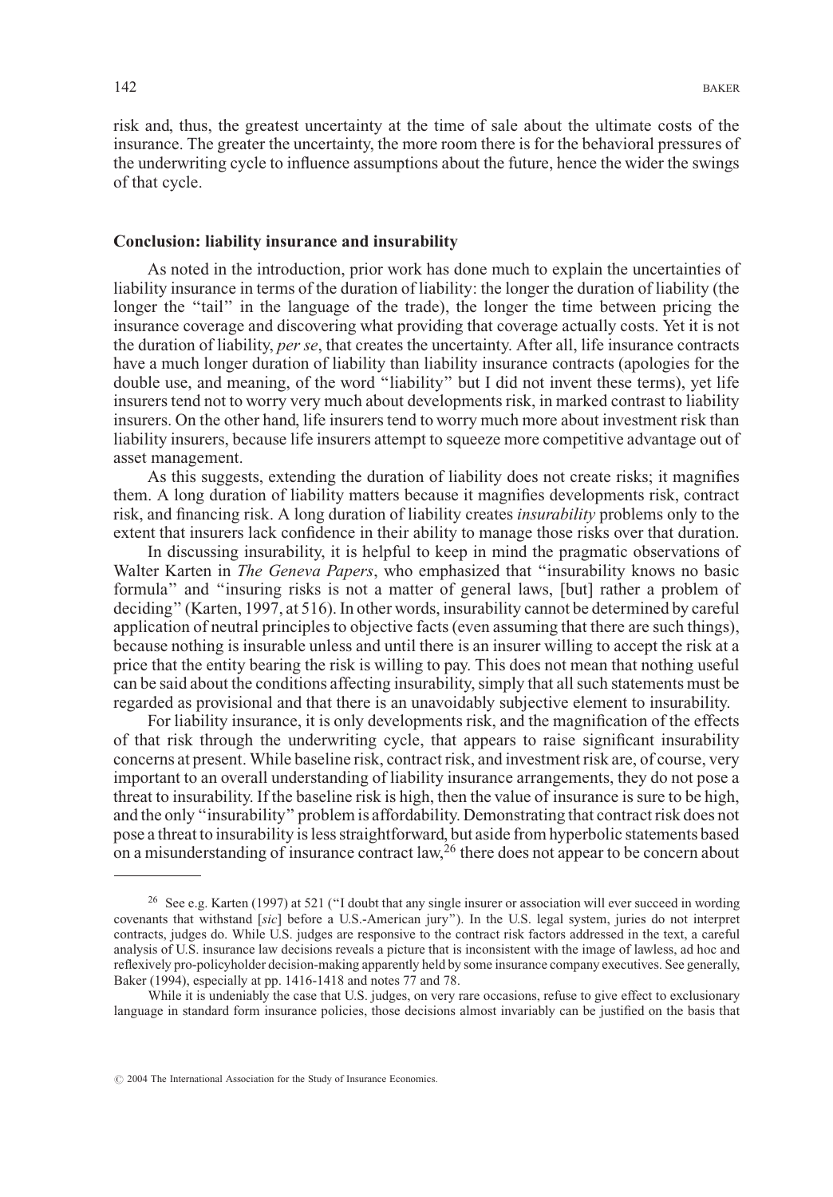risk and, thus, the greatest uncertainty at the time of sale about the ultimate costs of the insurance. The greater the uncertainty, the more room there is for the behavioral pressures of the underwriting cycle to influence assumptions about the future, hence the wider the swings of that cycle.

## Conclusion: liability insurance and insurability

As noted in the introduction, prior work has done much to explain the uncertainties of liability insurance in terms of the duration of liability: the longer the duration of liability (the longer the "tail" in the language of the trade), the longer the time between pricing the insurance coverage and discovering what providing that coverage actually costs. Yet it is not the duration of liability, *per se*, that creates the uncertainty. After all, life insurance contracts have a much longer duration of liability than liability insurance contracts (apologies for the double use, and meaning, of the word "liability" but I did not invent these terms), yet life insurers tend not to worry very much about developments risk, in marked contrast to liability insurers. On the other hand, life insurers tend to worry much more about investment risk than liability insurers, because life insurers attempt to squeeze more competitive advantage out of asset management.

As this suggests, extending the duration of liability does not create risks; it magnifies them. A long duration of liability matters because it magnifies developments risk, contract risk, and financing risk. A long duration of liability creates *insurability* problems only to the extent that insurers lack confidence in their ability to manage those risks over that duration.

In discussing insurability, it is helpful to keep in mind the pragmatic observations of Walter Karten in *The Geneva Papers*, who emphasized that "insurability knows no basic formula" and "insuring risks is not a matter of general laws, [but] rather a problem of deciding" (Karten, 1997, at 516). In other words, insurability cannot be determined by careful application of neutral principles to objective facts (even assuming that there are such things), because nothing is insurable unless and until there is an insurer willing to accept the risk at a price that the entity bearing the risk is willing to pay. This does not mean that nothing useful can be said about the conditions affecting insurability, simply that all such statements must be regarded as provisional and that there is an unavoidably subjective element to insurability.

For liability insurance, it is only developments risk, and the magnification of the effects of that risk through the underwriting cycle, that appears to raise significant insurability concerns at present. While baseline risk, contract risk, and investment risk are, of course, very important to an overall understanding of liability insurance arrangements, they do not pose a threat to insurability. If the baseline risk is high, then the value of insurance is sure to be high, and the only "insurability" problem is affordability. Demonstrating that contract risk does not pose a threat to insurability is less straightforward, but aside from hyperbolic statements based on a misunderstanding of insurance contract law,[26] there does not appear to be concern about

---

[26] See e.g. Karten (1997) at 521 ("I doubt that any single insurer or association will ever succeed in wording covenants that withstand [*sic*] before a U.S.-American jury"). In the U.S. legal system, juries do not interpret contracts, judges do. While U.S. judges are responsive to the contract risk factors addressed in the text, a careful analysis of U.S. insurance law decisions reveals a picture that is inconsistent with the image of lawless, ad hoc and reflexively pro-policyholder decision-making apparently held by some insurance company executives. See generally, Baker (1994), especially at pp. 1416-1418 and notes 77 and 78.

While it is undeniably the case that U.S. judges, on very rare occasions, refuse to give effect to exclusionary language in standard form insurance policies, those decisions almost invariably can be justified on the basis that

© 2004 The International Association for the Study of Insurance Economics.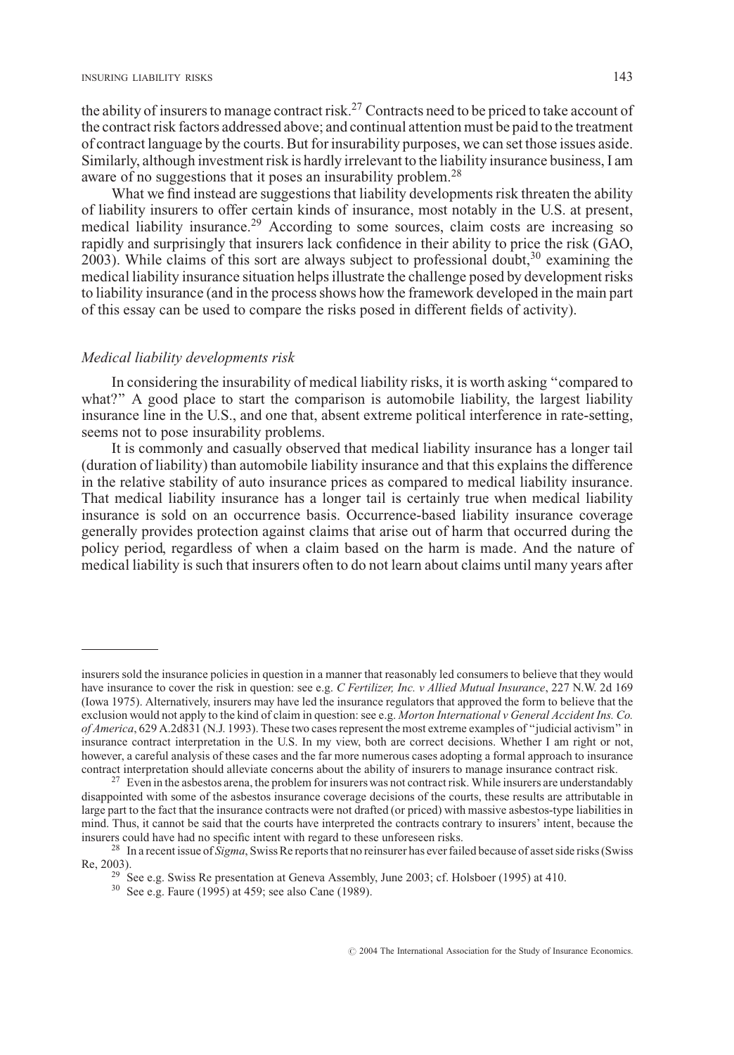the ability of insurers to manage contract risk.[27] Contracts need to be priced to take account of the contract risk factors addressed above; and continual attention must be paid to the treatment of contract language by the courts. But for insurability purposes, we can set those issues aside. Similarly, although investment risk is hardly irrelevant to the liability insurance business, I am aware of no suggestions that it poses an insurability problem.[28]

What we find instead are suggestions that liability developments risk threaten the ability of liability insurers to offer certain kinds of insurance, most notably in the U.S. at present, medical liability insurance.[29] According to some sources, claim costs are increasing so rapidly and surprisingly that insurers lack confidence in their ability to price the risk (GAO, 2003). While claims of this sort are always subject to professional doubt,[30] examining the medical liability insurance situation helps illustrate the challenge posed by development risks to liability insurance (and in the process shows how the framework developed in the main part of this essay can be used to compare the risks posed in different fields of activity).

### *Medical liability developments risk*

In considering the insurability of medical liability risks, it is worth asking "compared to what?" A good place to start the comparison is automobile liability, the largest liability insurance line in the U.S., and one that, absent extreme political interference in rate-setting, seems not to pose insurability problems.

It is commonly and casually observed that medical liability insurance has a longer tail (duration of liability) than automobile liability insurance and that this explains the difference in the relative stability of auto insurance prices as compared to medical liability insurance. That medical liability insurance has a longer tail is certainly true when medical liability insurance is sold on an occurrence basis. Occurrence-based liability insurance coverage generally provides protection against claims that arise out of harm that occurred during the policy period, regardless of when a claim based on the harm is made. And the nature of medical liability is such that insurers often to do not learn about claims until many years after

---

insurers sold the insurance policies in question in a manner that reasonably led consumers to believe that they would have insurance to cover the risk in question: see e.g. *C Fertilizer, Inc. v Allied Mutual Insurance*, 227 N.W. 2d 169 (Iowa 1975). Alternatively, insurers may have led the insurance regulators that approved the form to believe that the exclusion would not apply to the kind of claim in question: see e.g. *Morton International v General Accident Ins. Co. of America*, 629 A.2d831 (N.J. 1993). These two cases represent the most extreme examples of "judicial activism" in insurance contract interpretation in the U.S. In my view, both are correct decisions. Whether I am right or not, however, a careful analysis of these cases and the far more numerous cases adopting a formal approach to insurance contract interpretation should alleviate concerns about the ability of insurers to manage insurance contract risk.

[27] Even in the asbestos arena, the problem for insurers was not contract risk. While insurers are understandably disappointed with some of the asbestos insurance coverage decisions of the courts, these results are attributable in large part to the fact that the insurance contracts were not drafted (or priced) with massive asbestos-type liabilities in mind. Thus, it cannot be said that the courts have interpreted the contracts contrary to insurers' intent, because the insurers could have had no specific intent with regard to these unforeseen risks.

[28] In a recent issue of *Sigma*, Swiss Re reports that no reinsurer has ever failed because of asset side risks (Swiss Re, 2003).

[29] See e.g. Swiss Re presentation at Geneva Assembly, June 2003; cf. Holsboer (1995) at 410.

[30] See e.g. Faure (1995) at 459; see also Cane (1989).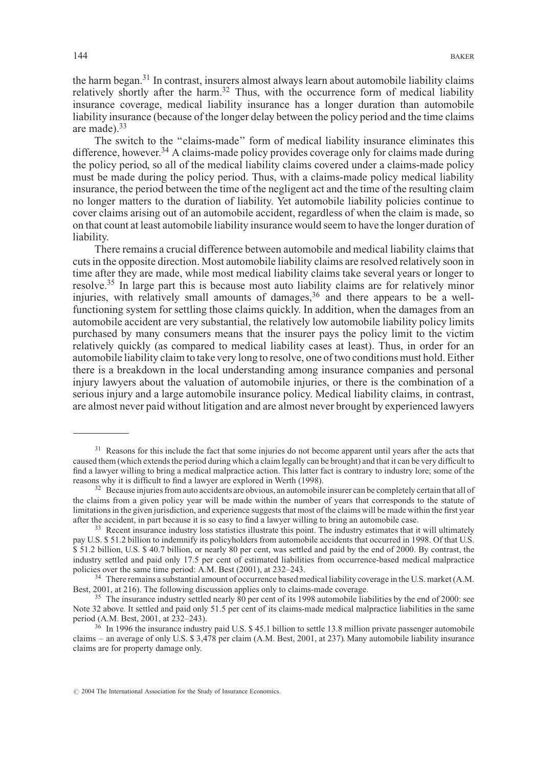the harm began.[31] In contrast, insurers almost always learn about automobile liability claims relatively shortly after the harm.[32] Thus, with the occurrence form of medical liability insurance coverage, medical liability insurance has a longer duration than automobile liability insurance (because of the longer delay between the policy period and the time claims are made).[33]

The switch to the "claims-made" form of medical liability insurance eliminates this difference, however.[34] A claims-made policy provides coverage only for claims made during the policy period, so all of the medical liability claims covered under a claims-made policy must be made during the policy period. Thus, with a claims-made policy medical liability insurance, the period between the time of the negligent act and the time of the resulting claim no longer matters to the duration of liability. Yet automobile liability policies continue to cover claims arising out of an automobile accident, regardless of when the claim is made, so on that count at least automobile liability insurance would seem to have the longer duration of liability.

There remains a crucial difference between automobile and medical liability claims that cuts in the opposite direction. Most automobile liability claims are resolved relatively soon in time after they are made, while most medical liability claims take several years or longer to resolve.[35] In large part this is because most auto liability claims are for relatively minor injuries, with relatively small amounts of damages,[36] and there appears to be a well-functioning system for settling those claims quickly. In addition, when the damages from an automobile accident are very substantial, the relatively low automobile liability policy limits purchased by many consumers means that the insurer pays the policy limit to the victim relatively quickly (as compared to medical liability cases at least). Thus, in order for an automobile liability claim to take very long to resolve, one of two conditions must hold. Either there is a breakdown in the local understanding among insurance companies and personal injury lawyers about the valuation of automobile injuries, or there is the combination of a serious injury and a large automobile insurance policy. Medical liability claims, in contrast, are almost never paid without litigation and are almost never brought by experienced lawyers

---

[31] Reasons for this include the fact that some injuries do not become apparent until years after the acts that caused them (which extends the period during which a claim legally can be brought) and that it can be very difficult to find a lawyer willing to bring a medical malpractice action. This latter fact is contrary to industry lore; some of the reasons why it is difficult to find a lawyer are explored in Werth (1998).

[32] Because injuries from auto accidents are obvious, an automobile insurer can be completely certain that all of the claims from a given policy year will be made within the number of years that corresponds to the statute of limitations in the given jurisdiction, and experience suggests that most of the claims will be made within the first year after the accident, in part because it is so easy to find a lawyer willing to bring an automobile case.

[33] Recent insurance industry loss statistics illustrate this point. The industry estimates that it will ultimately pay U.S. $ 51.2 billion to indemnify its policyholders from automobile accidents that occurred in 1998. Of that U.S. $ 51.2 billion, U.S. $ 40.7 billion, or nearly 80 per cent, was settled and paid by the end of 2000. By contrast, the industry settled and paid only 17.5 per cent of estimated liabilities from occurrence-based medical malpractice policies over the same time period: A.M. Best (2001), at 232–243.

[34] There remains a substantial amount of occurrence based medical liability coverage in the U.S. market (A.M. Best, 2001, at 216). The following discussion applies only to claims-made coverage.

[35] The insurance industry settled nearly 80 per cent of its 1998 automobile liabilities by the end of 2000: see Note 32 above. It settled and paid only 51.5 per cent of its claims-made medical malpractice liabilities in the same period (A.M. Best, 2001, at 232–243).

[36] In 1996 the insurance industry paid U.S. $ 45.1 billion to settle 13.8 million private passenger automobile claims – an average of only U.S. $ 3,478 per claim (A.M. Best, 2001, at 237). Many automobile liability insurance claims are for property damage only.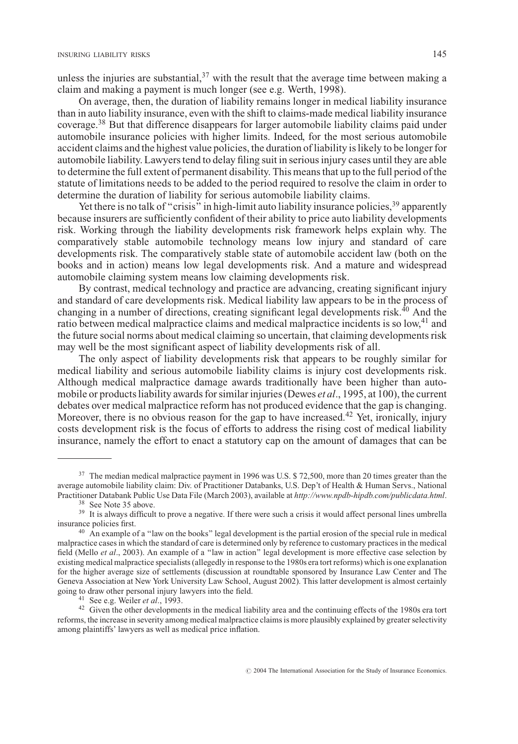unless the injuries are substantial,[37] with the result that the average time between making a claim and making a payment is much longer (see e.g. Werth, 1998).

On average, then, the duration of liability remains longer in medical liability insurance than in auto liability insurance, even with the shift to claims-made medical liability insurance coverage.[38] But that difference disappears for larger automobile liability claims paid under automobile insurance policies with higher limits. Indeed, for the most serious automobile accident claims and the highest value policies, the duration of liability is likely to be longer for automobile liability. Lawyers tend to delay filing suit in serious injury cases until they are able to determine the full extent of permanent disability. This means that up to the full period of the statute of limitations needs to be added to the period required to resolve the claim in order to determine the duration of liability for serious automobile liability claims.

Yet there is no talk of "crisis" in high-limit auto liability insurance policies,[39] apparently because insurers are sufficiently confident of their ability to price auto liability developments risk. Working through the liability developments risk framework helps explain why. The comparatively stable automobile technology means low injury and standard of care developments risk. The comparatively stable state of automobile accident law (both on the books and in action) means low legal developments risk. And a mature and widespread automobile claiming system means low claiming developments risk.

By contrast, medical technology and practice are advancing, creating significant injury and standard of care developments risk. Medical liability law appears to be in the process of changing in a number of directions, creating significant legal developments risk.[40] And the ratio between medical malpractice claims and medical malpractice incidents is so low,[41] and the future social norms about medical claiming so uncertain, that claiming developments risk may well be the most significant aspect of liability developments risk of all.

The only aspect of liability developments risk that appears to be roughly similar for medical liability and serious automobile liability claims is injury cost developments risk. Although medical malpractice damage awards traditionally have been higher than automobile or products liability awards for similar injuries (Dewes *et al*., 1995, at 100), the current debates over medical malpractice reform has not produced evidence that the gap is changing. Moreover, there is no obvious reason for the gap to have increased.[42] Yet, ironically, injury costs development risk is the focus of efforts to address the rising cost of medical liability insurance, namely the effort to enact a statutory cap on the amount of damages that can be

---

[37] The median medical malpractice payment in 1996 was U.S. $ 72,500, more than 20 times greater than the average automobile liability claim: Div. of Practitioner Databanks, U.S. Dep't of Health & Human Servs., National Practitioner Databank Public Use Data File (March 2003), available at *http://www.npdb-hipdb.com/publicdata.html*.

[38] See Note 35 above.

[39] It is always difficult to prove a negative. If there were such a crisis it would affect personal lines umbrella insurance policies first.

[40] An example of a "law on the books" legal development is the partial erosion of the special rule in medical malpractice cases in which the standard of care is determined only by reference to customary practices in the medical field (Mello *et al*., 2003). An example of a "law in action" legal development is more effective case selection by existing medical malpractice specialists (allegedly in response to the 1980s era tort reforms) which is one explanation for the higher average size of settlements (discussion at roundtable sponsored by Insurance Law Center and The Geneva Association at New York University Law School, August 2002). This latter development is almost certainly going to draw other personal injury lawyers into the field.

[41] See e.g. Weiler *et al*., 1993.

[42] Given the other developments in the medical liability area and the continuing effects of the 1980s era tort reforms, the increase in severity among medical malpractice claims is more plausibly explained by greater selectivity among plaintiffs' lawyers as well as medical price inflation.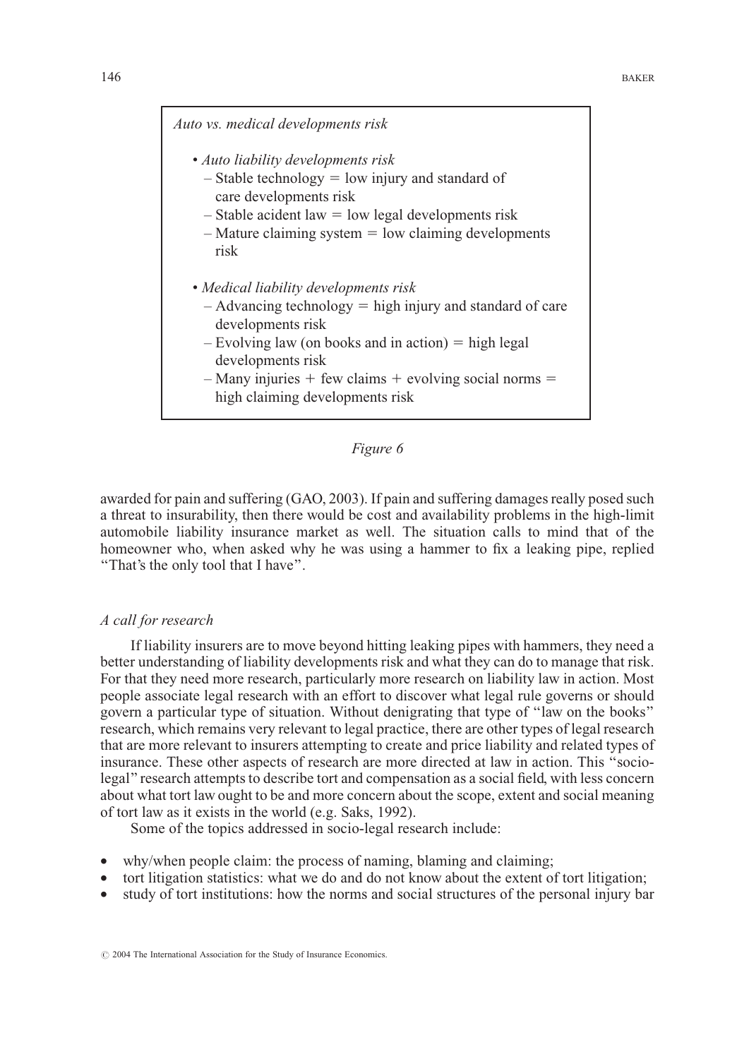*Auto vs. medical developments risk*

- *Auto liability developments risk*
  - Stable technology = low injury and standard of care developments risk
  - Stable acident law = low legal developments risk
  - Mature claiming system = low claiming developments risk
- *Medical liability developments risk*
  - Advancing technology = high injury and standard of care developments risk
  - Evolving law (on books and in action) = high legal developments risk
  - Many injuries + few claims + evolving social norms = high claiming developments risk

*Figure 6*

awarded for pain and suffering (GAO, 2003). If pain and suffering damages really posed such a threat to insurability, then there would be cost and availability problems in the high-limit automobile liability insurance market as well. The situation calls to mind that of the homeowner who, when asked why he was using a hammer to fix a leaking pipe, replied "That's the only tool that I have".

### *A call for research*

If liability insurers are to move beyond hitting leaking pipes with hammers, they need a better understanding of liability developments risk and what they can do to manage that risk. For that they need more research, particularly more research on liability law in action. Most people associate legal research with an effort to discover what legal rule governs or should govern a particular type of situation. Without denigrating that type of "law on the books" research, which remains very relevant to legal practice, there are other types of legal research that are more relevant to insurers attempting to create and price liability and related types of insurance. These other aspects of research are more directed at law in action. This "socio-legal" research attempts to describe tort and compensation as a social field, with less concern about what tort law ought to be and more concern about the scope, extent and social meaning of tort law as it exists in the world (e.g. Saks, 1992).

Some of the topics addressed in socio-legal research include:

- why/when people claim: the process of naming, blaming and claiming;
- tort litigation statistics: what we do and do not know about the extent of tort litigation;
- study of tort institutions: how the norms and social structures of the personal injury bar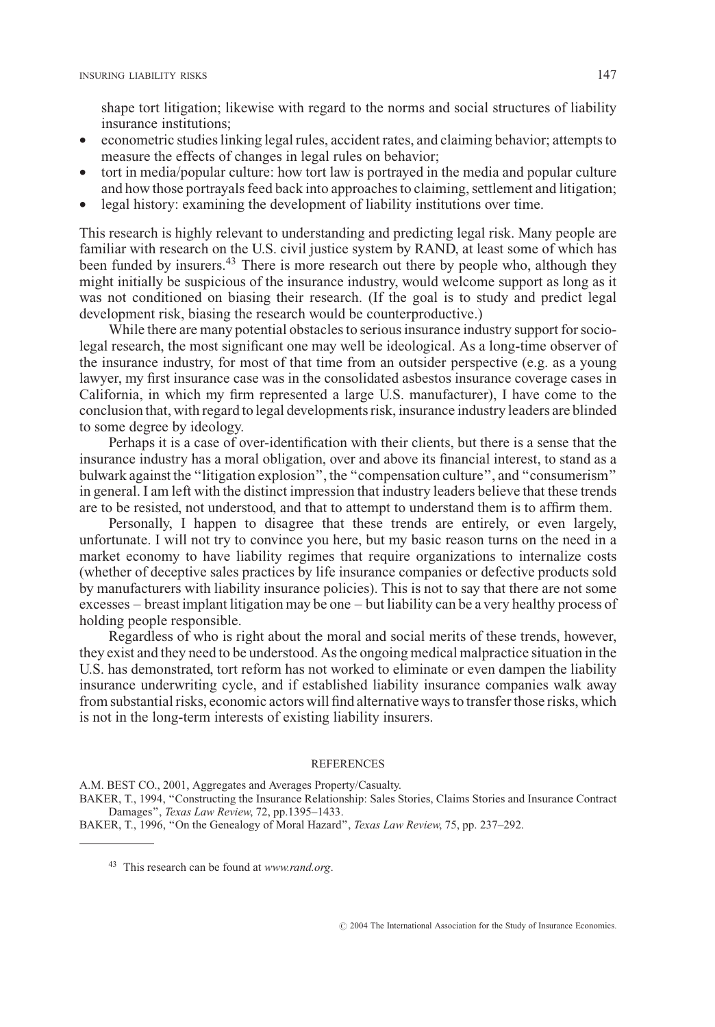shape tort litigation; likewise with regard to the norms and social structures of liability insurance institutions;

- econometric studies linking legal rules, accident rates, and claiming behavior; attempts to measure the effects of changes in legal rules on behavior;
- tort in media/popular culture: how tort law is portrayed in the media and popular culture and how those portrayals feed back into approaches to claiming, settlement and litigation;
- legal history: examining the development of liability institutions over time.

This research is highly relevant to understanding and predicting legal risk. Many people are familiar with research on the U.S. civil justice system by RAND, at least some of which has been funded by insurers.[43] There is more research out there by people who, although they might initially be suspicious of the insurance industry, would welcome support as long as it was not conditioned on biasing their research. (If the goal is to study and predict legal development risk, biasing the research would be counterproductive.)

While there are many potential obstacles to serious insurance industry support for socio-legal research, the most significant one may well be ideological. As a long-time observer of the insurance industry, for most of that time from an outsider perspective (e.g. as a young lawyer, my first insurance case was in the consolidated asbestos insurance coverage cases in California, in which my firm represented a large U.S. manufacturer), I have come to the conclusion that, with regard to legal developments risk, insurance industry leaders are blinded to some degree by ideology.

Perhaps it is a case of over-identification with their clients, but there is a sense that the insurance industry has a moral obligation, over and above its financial interest, to stand as a bulwark against the "litigation explosion", the "compensation culture", and "consumerism" in general. I am left with the distinct impression that industry leaders believe that these trends are to be resisted, not understood, and that to attempt to understand them is to affirm them.

Personally, I happen to disagree that these trends are entirely, or even largely, unfortunate. I will not try to convince you here, but my basic reason turns on the need in a market economy to have liability regimes that require organizations to internalize costs (whether of deceptive sales practices by life insurance companies or defective products sold by manufacturers with liability insurance policies). This is not to say that there are not some excesses – breast implant litigation may be one – but liability can be a very healthy process of holding people responsible.

Regardless of who is right about the moral and social merits of these trends, however, they exist and they need to be understood. As the ongoing medical malpractice situation in the U.S. has demonstrated, tort reform has not worked to eliminate or even dampen the liability insurance underwriting cycle, and if established liability insurance companies walk away from substantial risks, economic actors will find alternative ways to transfer those risks, which is not in the long-term interests of existing liability insurers.

## REFERENCES

A.M. BEST CO., 2001, Aggregates and Averages Property/Casualty.

BAKER, T., 1994, "Constructing the Insurance Relationship: Sales Stories, Claims Stories and Insurance Contract Damages", *Texas Law Review*, 72, pp.1395–1433.

BAKER, T., 1996, "On the Genealogy of Moral Hazard", *Texas Law Review*, 75, pp. 237–292.

---

[43] This research can be found at *www.rand.org*.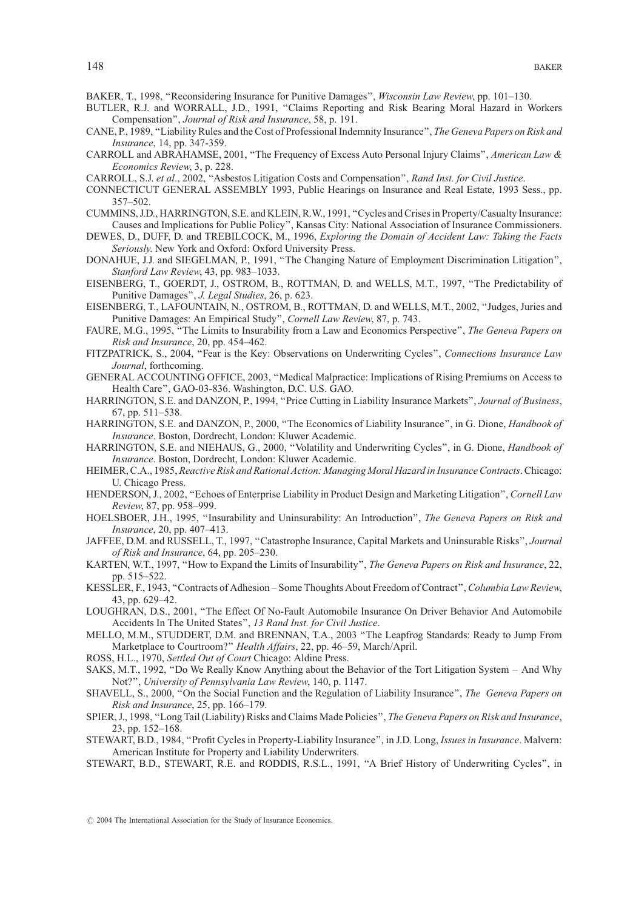BAKER, T., 1998, "Reconsidering Insurance for Punitive Damages", *Wisconsin Law Review*, pp. 101–130.

BUTLER, R.J. and WORRALL, J.D., 1991, "Claims Reporting and Risk Bearing Moral Hazard in Workers Compensation", *Journal of Risk and Insurance*, 58, p. 191.

CANE, P., 1989, "Liability Rules and the Cost of Professional Indemnity Insurance", *The Geneva Papers on Risk and Insurance*, 14, pp. 347-359.

CARROLL and ABRAHAMSE, 2001, "The Frequency of Excess Auto Personal Injury Claims", *American Law & Economics Review*, 3, p. 228.

CARROLL, S.J. *et al*., 2002, "Asbestos Litigation Costs and Compensation", *Rand Inst. for Civil Justice*.

CONNECTICUT GENERAL ASSEMBLY 1993, Public Hearings on Insurance and Real Estate, 1993 Sess., pp. 357–502.

CUMMINS, J.D., HARRINGTON, S.E. and KLEIN, R.W., 1991, "Cycles and Crises in Property/Casualty Insurance: Causes and Implications for Public Policy", Kansas City: National Association of Insurance Commissioners.

DEWES, D., DUFF, D. and TREBILCOCK, M., 1996, *Exploring the Domain of Accident Law: Taking the Facts Seriously*. New York and Oxford: Oxford University Press.

DONAHUE, J.J. and SIEGELMAN, P., 1991, "The Changing Nature of Employment Discrimination Litigation", *Stanford Law Review*, 43, pp. 983–1033.

EISENBERG, T., GOERDT, J., OSTROM, B., ROTTMAN, D. and WELLS, M.T., 1997, "The Predictability of Punitive Damages", *J. Legal Studies*, 26, p. 623.

EISENBERG, T., LAFOUNTAIN, N., OSTROM, B., ROTTMAN, D. and WELLS, M.T., 2002, "Judges, Juries and Punitive Damages: An Empirical Study", *Cornell Law Review*, 87, p. 743.

FAURE, M.G., 1995, "The Limits to Insurability from a Law and Economics Perspective", *The Geneva Papers on Risk and Insurance*, 20, pp. 454–462.

FITZPATRICK, S., 2004, "Fear is the Key: Observations on Underwriting Cycles", *Connections Insurance Law Journal*, forthcoming.

GENERAL ACCOUNTING OFFICE, 2003, "Medical Malpractice: Implications of Rising Premiums on Access to Health Care", GAO-03-836. Washington, D.C. U.S. GAO.

HARRINGTON, S.E. and DANZON, P., 1994, "Price Cutting in Liability Insurance Markets", *Journal of Business*, 67, pp. 511–538.

HARRINGTON, S.E. and DANZON, P., 2000, "The Economics of Liability Insurance", in G. Dione, *Handbook of Insurance*. Boston, Dordrecht, London: Kluwer Academic.

HARRINGTON, S.E. and NIEHAUS, G., 2000, "Volatility and Underwriting Cycles", in G. Dione, *Handbook of Insurance*. Boston, Dordrecht, London: Kluwer Academic.

HEIMER, C.A., 1985, *Reactive Risk and Rational Action: Managing Moral Hazard in Insurance Contracts*. Chicago: U. Chicago Press.

HENDERSON, J., 2002, "Echoes of Enterprise Liability in Product Design and Marketing Litigation", *Cornell Law Review*, 87, pp. 958–999.

HOELSBOER, J.H., 1995, "Insurability and Uninsurability: An Introduction", *The Geneva Papers on Risk and Insurance*, 20, pp. 407–413.

JAFFEE, D.M. and RUSSELL, T., 1997, "Catastrophe Insurance, Capital Markets and Uninsurable Risks", *Journal of Risk and Insurance*, 64, pp. 205–230.

KARTEN, W.T., 1997, "How to Expand the Limits of Insurability", *The Geneva Papers on Risk and Insurance*, 22, pp. 515–522.

KESSLER, F., 1943, "Contracts of Adhesion – Some Thoughts About Freedom of Contract", *Columbia Law Review*, 43, pp. 629–42.

LOUGHRAN, D.S., 2001, "The Effect Of No-Fault Automobile Insurance On Driver Behavior And Automobile Accidents In The United States", *13 Rand Inst. for Civil Justice*.

MELLO, M.M., STUDDERT, D.M. and BRENNAN, T.A., 2003 "The Leapfrog Standards: Ready to Jump From Marketplace to Courtroom?" *Health Affairs*, 22, pp. 46–59, March/April.

ROSS, H.L., 1970, *Settled Out of Court* Chicago: Aldine Press.

SAKS, M.T., 1992, "Do We Really Know Anything about the Behavior of the Tort Litigation System – And Why Not?", *University of Pennsylvania Law Review*, 140, p. 1147.

SHAVELL, S., 2000, "On the Social Function and the Regulation of Liability Insurance", *The Geneva Papers on Risk and Insurance*, 25, pp. 166–179.

SPIER, J., 1998, "Long Tail (Liability) Risks and Claims Made Policies", *The Geneva Papers on Risk and Insurance*, 23, pp. 152–168.

STEWART, B.D., 1984, "Profit Cycles in Property-Liability Insurance", in J.D. Long, *Issues in Insurance*. Malvern: American Institute for Property and Liability Underwriters.

STEWART, B.D., STEWART, R.E. and RODDIS, R.S.L., 1991, "A Brief History of Underwriting Cycles", in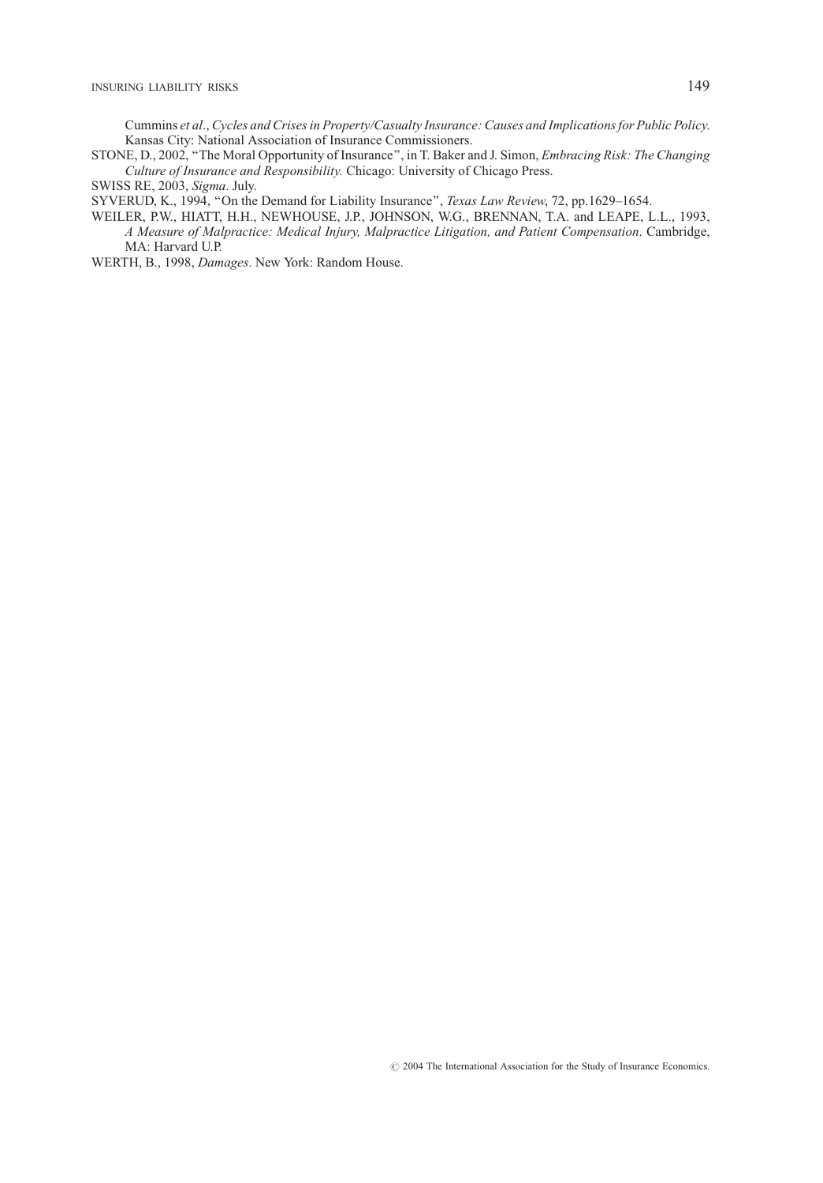Cummins *et al*., *Cycles and Crises in Property/Casualty Insurance: Causes and Implications for Public Policy.* Kansas City: National Association of Insurance Commissioners.

STONE, D., 2002, "The Moral Opportunity of Insurance", in T. Baker and J. Simon, *Embracing Risk: The Changing Culture of Insurance and Responsibility.* Chicago: University of Chicago Press.

SWISS RE, 2003, *Sigma*. July.

SYVERUD, K., 1994, "On the Demand for Liability Insurance", *Texas Law Review*, 72, pp.1629–1654.

WEILER, P.W., HIATT, H.H., NEWHOUSE, J.P., JOHNSON, W.G., BRENNAN, T.A. and LEAPE, L.L., 1993, *A Measure of Malpractice: Medical Injury, Malpractice Litigation, and Patient Compensation*. Cambridge, MA: Harvard U.P.

WERTH, B., 1998, *Damages*. New York: Random House.